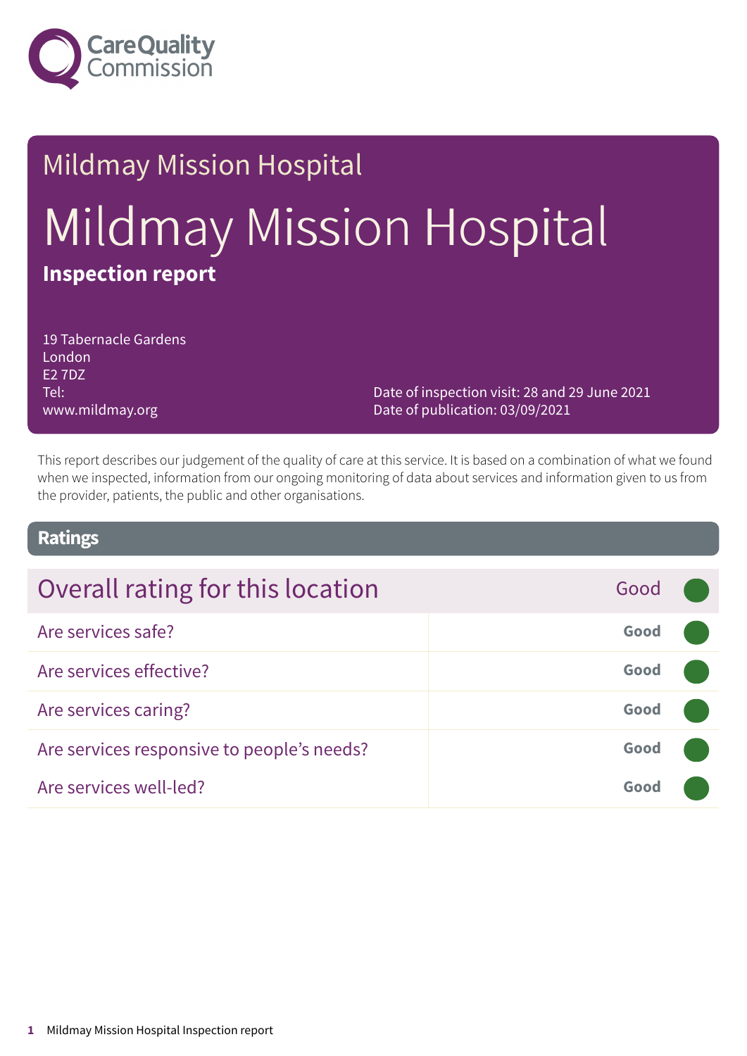Care Quality Commission

# Mildmay Mission Hospital

# Mildmay Mission Hospital

**Inspection report**

19 Tabernacle Gardens
London
E2 7DZ
Tel:
www.mildmay.org

Date of inspection visit: 28 and 29 June 2021
Date of publication: 03/09/2021

This report describes our judgement of the quality of care at this service. It is based on a combination of what we found when we inspected, information from our ongoing monitoring of data about services and information given to us from the provider, patients, the public and other organisations.

## Ratings

| Overall rating for this location | Good |
|---|---|
| Are services safe? | Good |
| Are services effective? | Good |
| Are services caring? | Good |
| Are services responsive to people's needs? | Good |
| Are services well-led? | Good |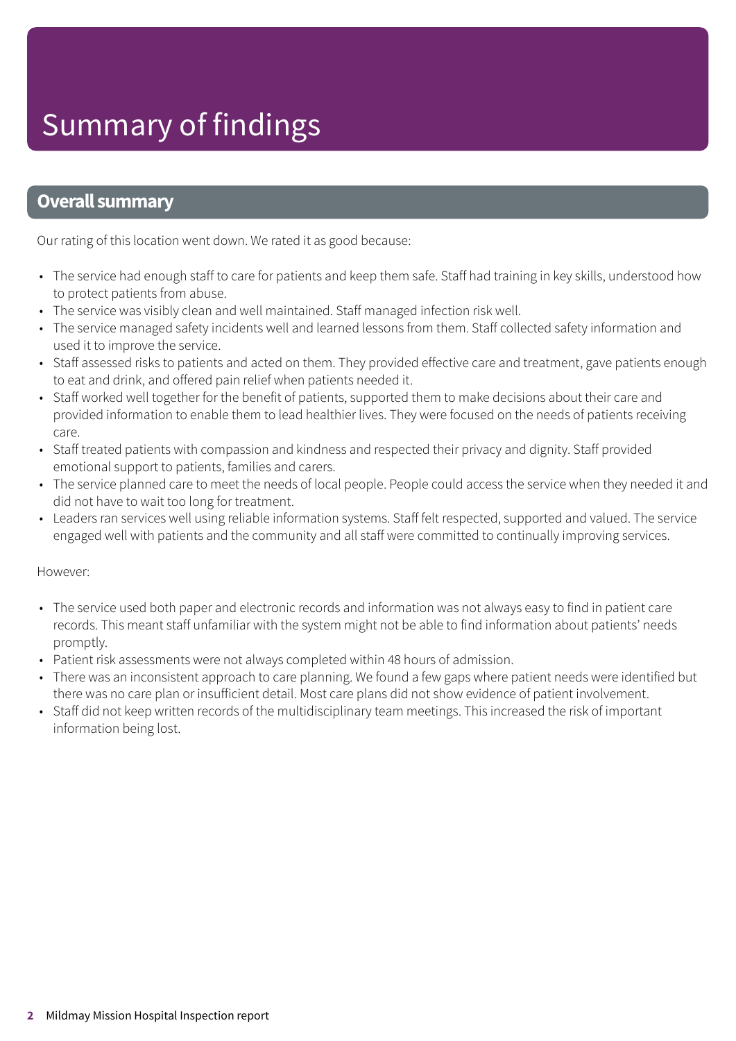# Summary of findings

## Overall summary

Our rating of this location went down. We rated it as good because:

- The service had enough staff to care for patients and keep them safe. Staff had training in key skills, understood how to protect patients from abuse.
- The service was visibly clean and well maintained. Staff managed infection risk well.
- The service managed safety incidents well and learned lessons from them. Staff collected safety information and used it to improve the service.
- Staff assessed risks to patients and acted on them. They provided effective care and treatment, gave patients enough to eat and drink, and offered pain relief when patients needed it.
- Staff worked well together for the benefit of patients, supported them to make decisions about their care and provided information to enable them to lead healthier lives. They were focused on the needs of patients receiving care.
- Staff treated patients with compassion and kindness and respected their privacy and dignity. Staff provided emotional support to patients, families and carers.
- The service planned care to meet the needs of local people. People could access the service when they needed it and did not have to wait too long for treatment.
- Leaders ran services well using reliable information systems. Staff felt respected, supported and valued. The service engaged well with patients and the community and all staff were committed to continually improving services.

However:

- The service used both paper and electronic records and information was not always easy to find in patient care records. This meant staff unfamiliar with the system might not be able to find information about patients' needs promptly.
- Patient risk assessments were not always completed within 48 hours of admission.
- There was an inconsistent approach to care planning. We found a few gaps where patient needs were identified but there was no care plan or insufficient detail. Most care plans did not show evidence of patient involvement.
- Staff did not keep written records of the multidisciplinary team meetings. This increased the risk of important information being lost.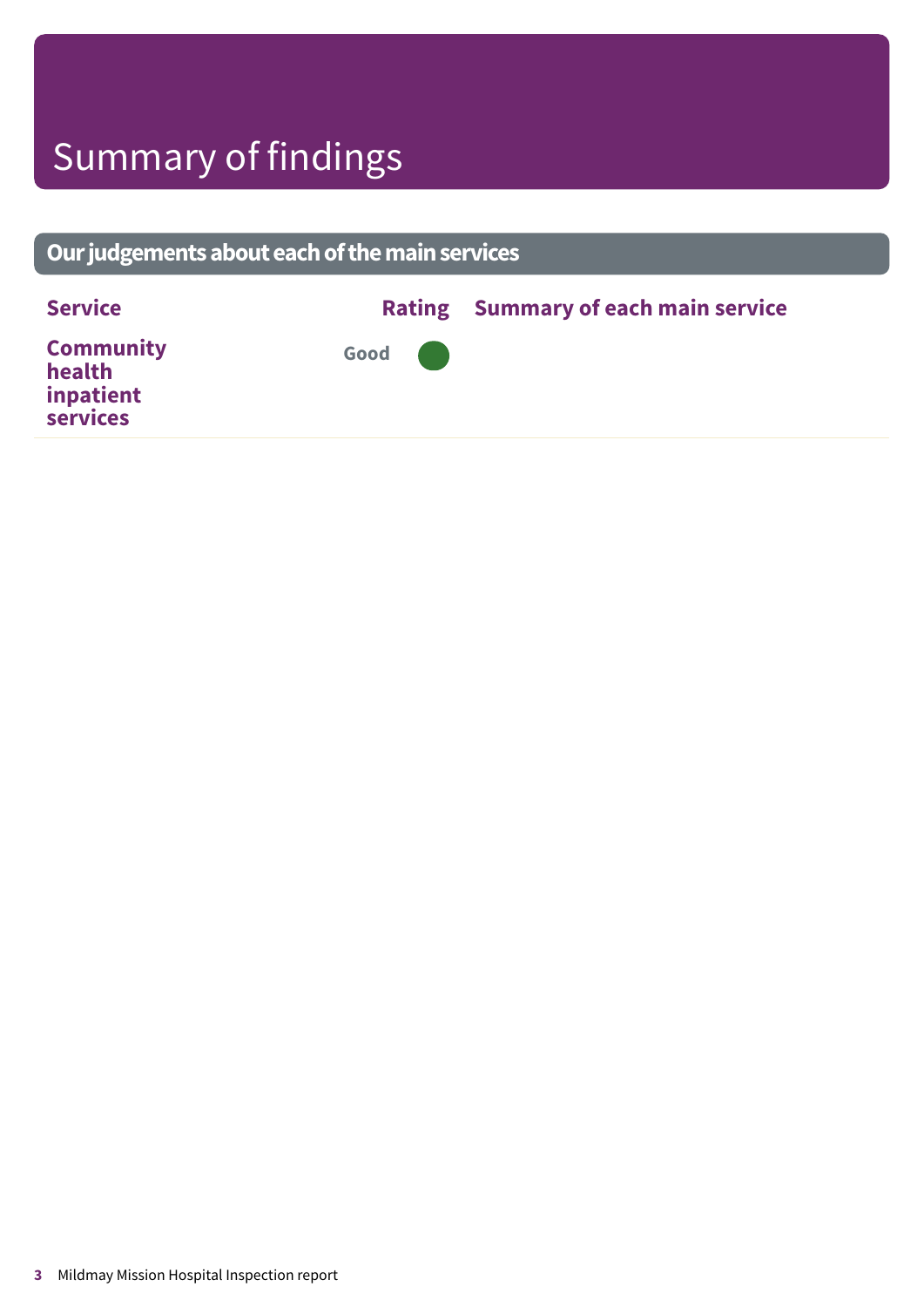# Summary of findings

## Our judgements about each of the main services

| Service | Rating | Summary of each main service |
| --- | --- | --- |
| Community health inpatient services | Good | |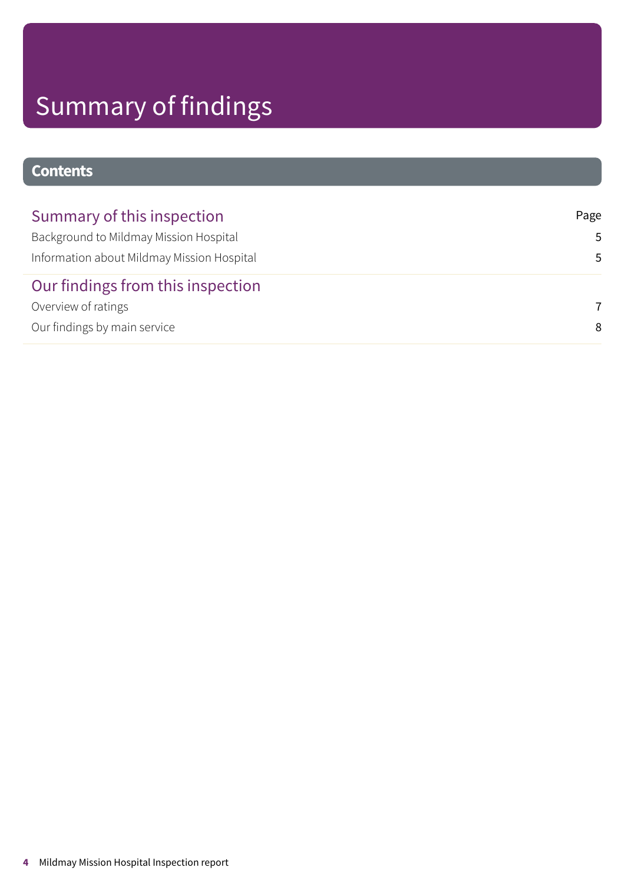# Summary of findings

## Contents

| Summary of this inspection | Page |
|---|---|
| Background to Mildmay Mission Hospital | 5 |
| Information about Mildmay Mission Hospital | 5 |
| **Our findings from this inspection** | |
| Overview of ratings | 7 |
| Our findings by main service | 8 |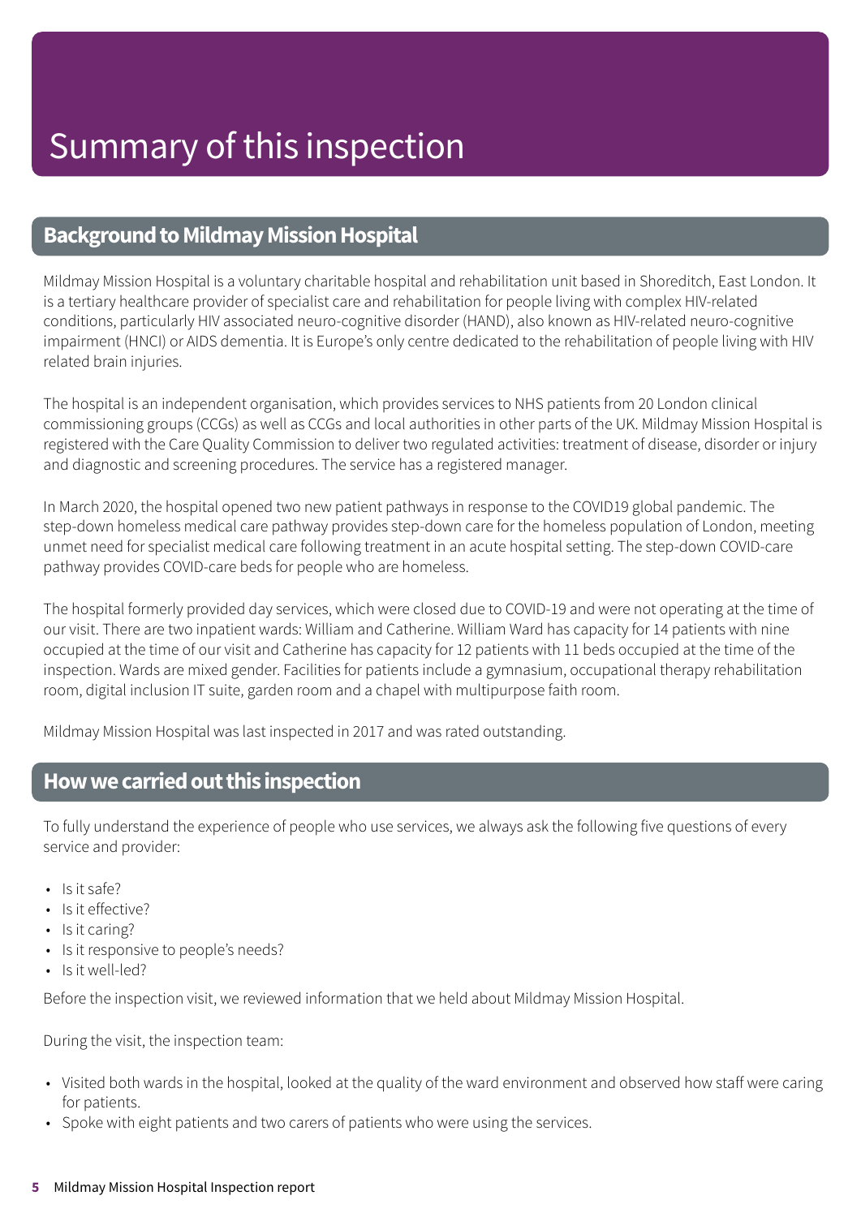# Summary of this inspection

## Background to Mildmay Mission Hospital

Mildmay Mission Hospital is a voluntary charitable hospital and rehabilitation unit based in Shoreditch, East London. It is a tertiary healthcare provider of specialist care and rehabilitation for people living with complex HIV-related conditions, particularly HIV associated neuro-cognitive disorder (HAND), also known as HIV-related neuro-cognitive impairment (HNCI) or AIDS dementia. It is Europe's only centre dedicated to the rehabilitation of people living with HIV related brain injuries.

The hospital is an independent organisation, which provides services to NHS patients from 20 London clinical commissioning groups (CCGs) as well as CCGs and local authorities in other parts of the UK. Mildmay Mission Hospital is registered with the Care Quality Commission to deliver two regulated activities: treatment of disease, disorder or injury and diagnostic and screening procedures. The service has a registered manager.

In March 2020, the hospital opened two new patient pathways in response to the COVID19 global pandemic. The step-down homeless medical care pathway provides step-down care for the homeless population of London, meeting unmet need for specialist medical care following treatment in an acute hospital setting. The step-down COVID-care pathway provides COVID-care beds for people who are homeless.

The hospital formerly provided day services, which were closed due to COVID-19 and were not operating at the time of our visit. There are two inpatient wards: William and Catherine. William Ward has capacity for 14 patients with nine occupied at the time of our visit and Catherine has capacity for 12 patients with 11 beds occupied at the time of the inspection. Wards are mixed gender. Facilities for patients include a gymnasium, occupational therapy rehabilitation room, digital inclusion IT suite, garden room and a chapel with multipurpose faith room.

Mildmay Mission Hospital was last inspected in 2017 and was rated outstanding.

## How we carried out this inspection

To fully understand the experience of people who use services, we always ask the following five questions of every service and provider:

- Is it safe?
- Is it effective?
- Is it caring?
- Is it responsive to people's needs?
- Is it well-led?

Before the inspection visit, we reviewed information that we held about Mildmay Mission Hospital.

During the visit, the inspection team:

- Visited both wards in the hospital, looked at the quality of the ward environment and observed how staff were caring for patients.
- Spoke with eight patients and two carers of patients who were using the services.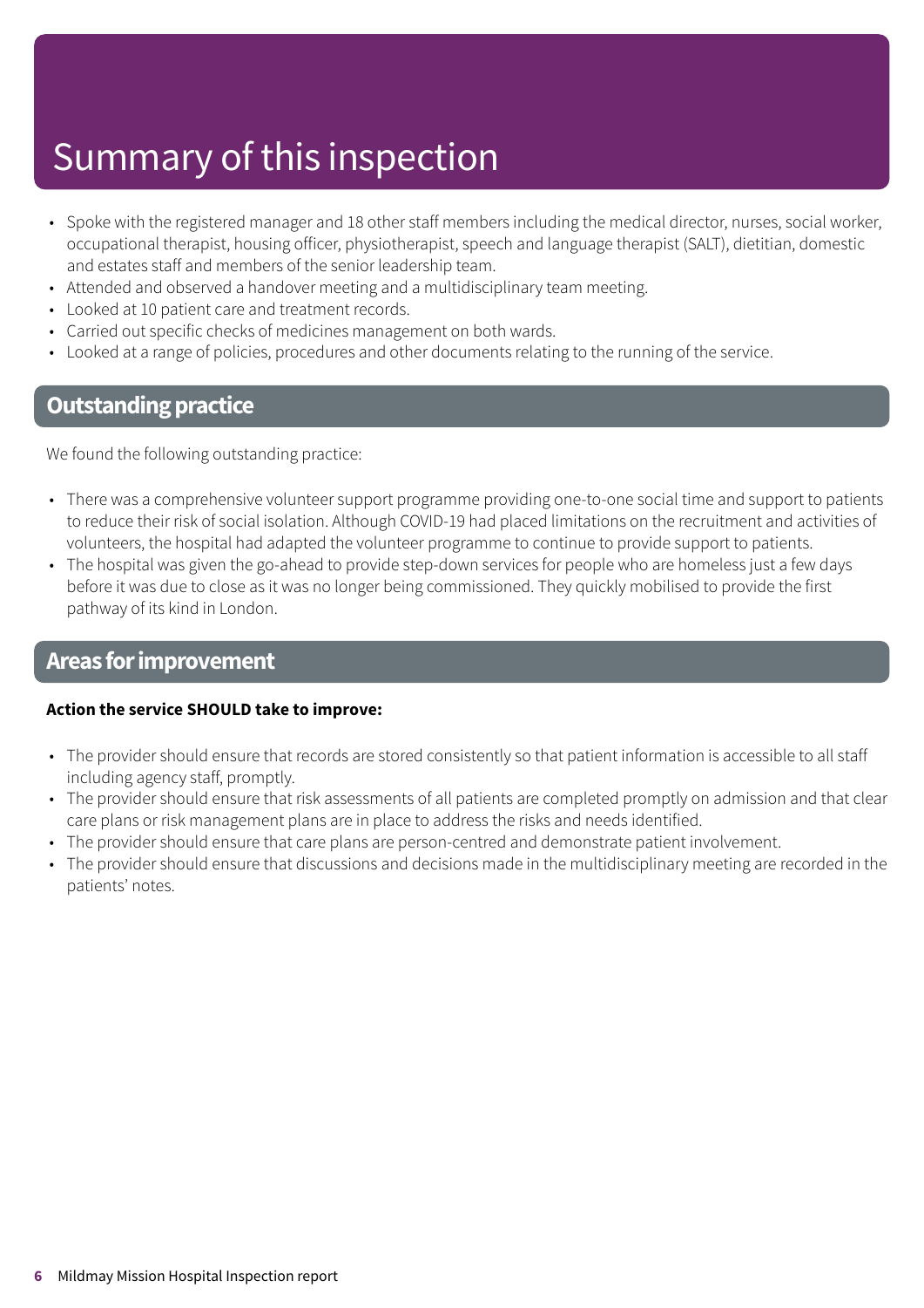# Summary of this inspection

- Spoke with the registered manager and 18 other staff members including the medical director, nurses, social worker, occupational therapist, housing officer, physiotherapist, speech and language therapist (SALT), dietitian, domestic and estates staff and members of the senior leadership team.
- Attended and observed a handover meeting and a multidisciplinary team meeting.
- Looked at 10 patient care and treatment records.
- Carried out specific checks of medicines management on both wards.
- Looked at a range of policies, procedures and other documents relating to the running of the service.

## Outstanding practice

We found the following outstanding practice:

- There was a comprehensive volunteer support programme providing one-to-one social time and support to patients to reduce their risk of social isolation. Although COVID-19 had placed limitations on the recruitment and activities of volunteers, the hospital had adapted the volunteer programme to continue to provide support to patients.
- The hospital was given the go-ahead to provide step-down services for people who are homeless just a few days before it was due to close as it was no longer being commissioned. They quickly mobilised to provide the first pathway of its kind in London.

## Areas for improvement

**Action the service SHOULD take to improve:**

- The provider should ensure that records are stored consistently so that patient information is accessible to all staff including agency staff, promptly.
- The provider should ensure that risk assessments of all patients are completed promptly on admission and that clear care plans or risk management plans are in place to address the risks and needs identified.
- The provider should ensure that care plans are person-centred and demonstrate patient involvement.
- The provider should ensure that discussions and decisions made in the multidisciplinary meeting are recorded in the patients' notes.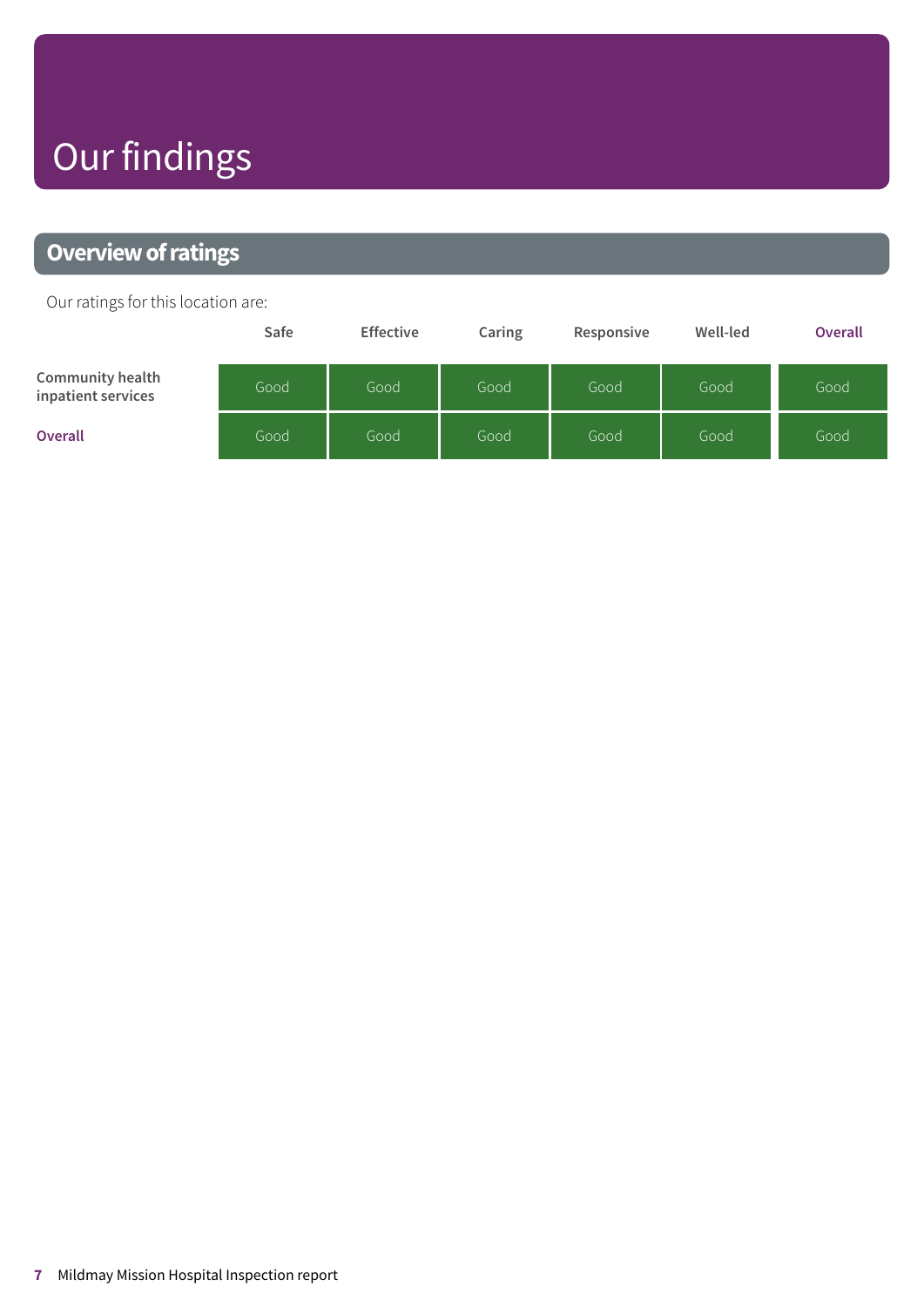# Our findings

## Overview of ratings

Our ratings for this location are:

| | Safe | Effective | Caring | Responsive | Well-led | Overall |
|---|---|---|---|---|---|---|
| Community health inpatient services | Good | Good | Good | Good | Good | Good |
| Overall | Good | Good | Good | Good | Good | Good |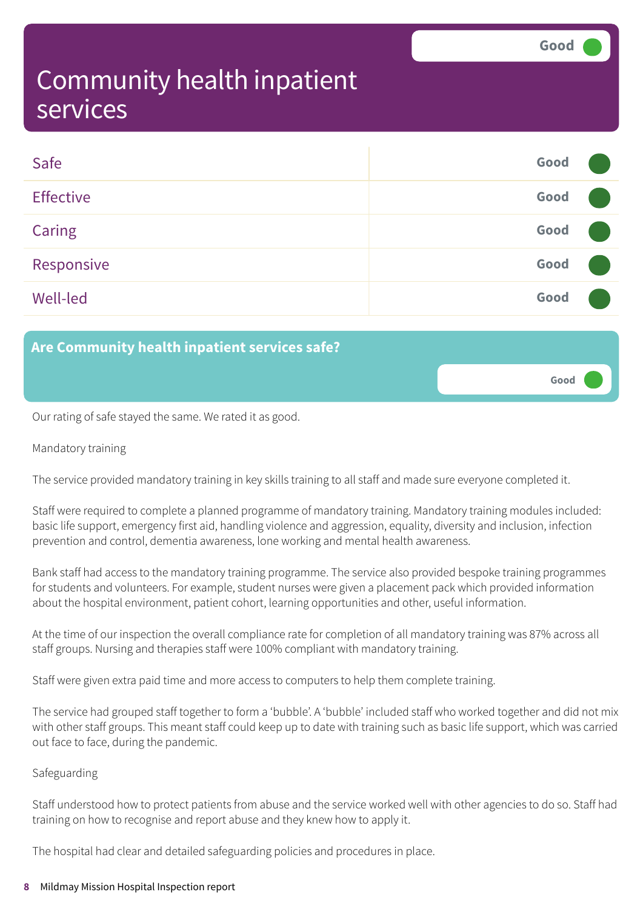# Community health inpatient services

Good

| | |
|---|---|
| Safe | Good |
| Effective | Good |
| Caring | Good |
| Responsive | Good |
| Well-led | Good |

## Are Community health inpatient services safe?

Good

Our rating of safe stayed the same. We rated it as good.

Mandatory training

The service provided mandatory training in key skills training to all staff and made sure everyone completed it.

Staff were required to complete a planned programme of mandatory training. Mandatory training modules included: basic life support, emergency first aid, handling violence and aggression, equality, diversity and inclusion, infection prevention and control, dementia awareness, lone working and mental health awareness.

Bank staff had access to the mandatory training programme. The service also provided bespoke training programmes for students and volunteers. For example, student nurses were given a placement pack which provided information about the hospital environment, patient cohort, learning opportunities and other, useful information.

At the time of our inspection the overall compliance rate for completion of all mandatory training was 87% across all staff groups. Nursing and therapies staff were 100% compliant with mandatory training.

Staff were given extra paid time and more access to computers to help them complete training.

The service had grouped staff together to form a 'bubble'. A 'bubble' included staff who worked together and did not mix with other staff groups. This meant staff could keep up to date with training such as basic life support, which was carried out face to face, during the pandemic.

Safeguarding

Staff understood how to protect patients from abuse and the service worked well with other agencies to do so. Staff had training on how to recognise and report abuse and they knew how to apply it.

The hospital had clear and detailed safeguarding policies and procedures in place.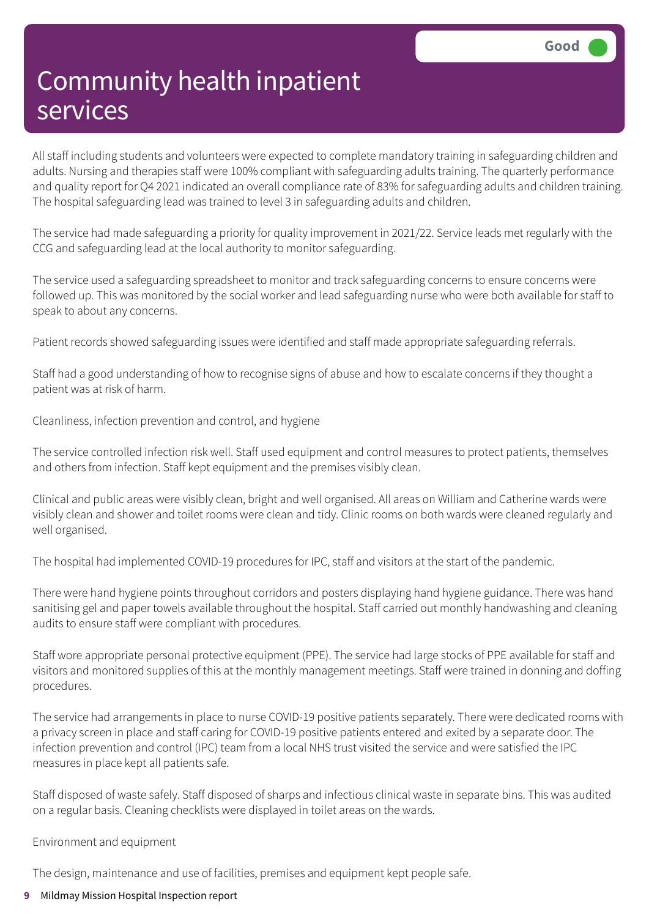# Community health inpatient services

Good

All staff including students and volunteers were expected to complete mandatory training in safeguarding children and adults. Nursing and therapies staff were 100% compliant with safeguarding adults training. The quarterly performance and quality report for Q4 2021 indicated an overall compliance rate of 83% for safeguarding adults and children training. The hospital safeguarding lead was trained to level 3 in safeguarding adults and children.

The service had made safeguarding a priority for quality improvement in 2021/22. Service leads met regularly with the CCG and safeguarding lead at the local authority to monitor safeguarding.

The service used a safeguarding spreadsheet to monitor and track safeguarding concerns to ensure concerns were followed up. This was monitored by the social worker and lead safeguarding nurse who were both available for staff to speak to about any concerns.

Patient records showed safeguarding issues were identified and staff made appropriate safeguarding referrals.

Staff had a good understanding of how to recognise signs of abuse and how to escalate concerns if they thought a patient was at risk of harm.

Cleanliness, infection prevention and control, and hygiene

The service controlled infection risk well. Staff used equipment and control measures to protect patients, themselves and others from infection. Staff kept equipment and the premises visibly clean.

Clinical and public areas were visibly clean, bright and well organised. All areas on William and Catherine wards were visibly clean and shower and toilet rooms were clean and tidy. Clinic rooms on both wards were cleaned regularly and well organised.

The hospital had implemented COVID-19 procedures for IPC, staff and visitors at the start of the pandemic.

There were hand hygiene points throughout corridors and posters displaying hand hygiene guidance. There was hand sanitising gel and paper towels available throughout the hospital. Staff carried out monthly handwashing and cleaning audits to ensure staff were compliant with procedures.

Staff wore appropriate personal protective equipment (PPE). The service had large stocks of PPE available for staff and visitors and monitored supplies of this at the monthly management meetings. Staff were trained in donning and doffing procedures.

The service had arrangements in place to nurse COVID-19 positive patients separately. There were dedicated rooms with a privacy screen in place and staff caring for COVID-19 positive patients entered and exited by a separate door. The infection prevention and control (IPC) team from a local NHS trust visited the service and were satisfied the IPC measures in place kept all patients safe.

Staff disposed of waste safely. Staff disposed of sharps and infectious clinical waste in separate bins. This was audited on a regular basis. Cleaning checklists were displayed in toilet areas on the wards.

Environment and equipment

The design, maintenance and use of facilities, premises and equipment kept people safe.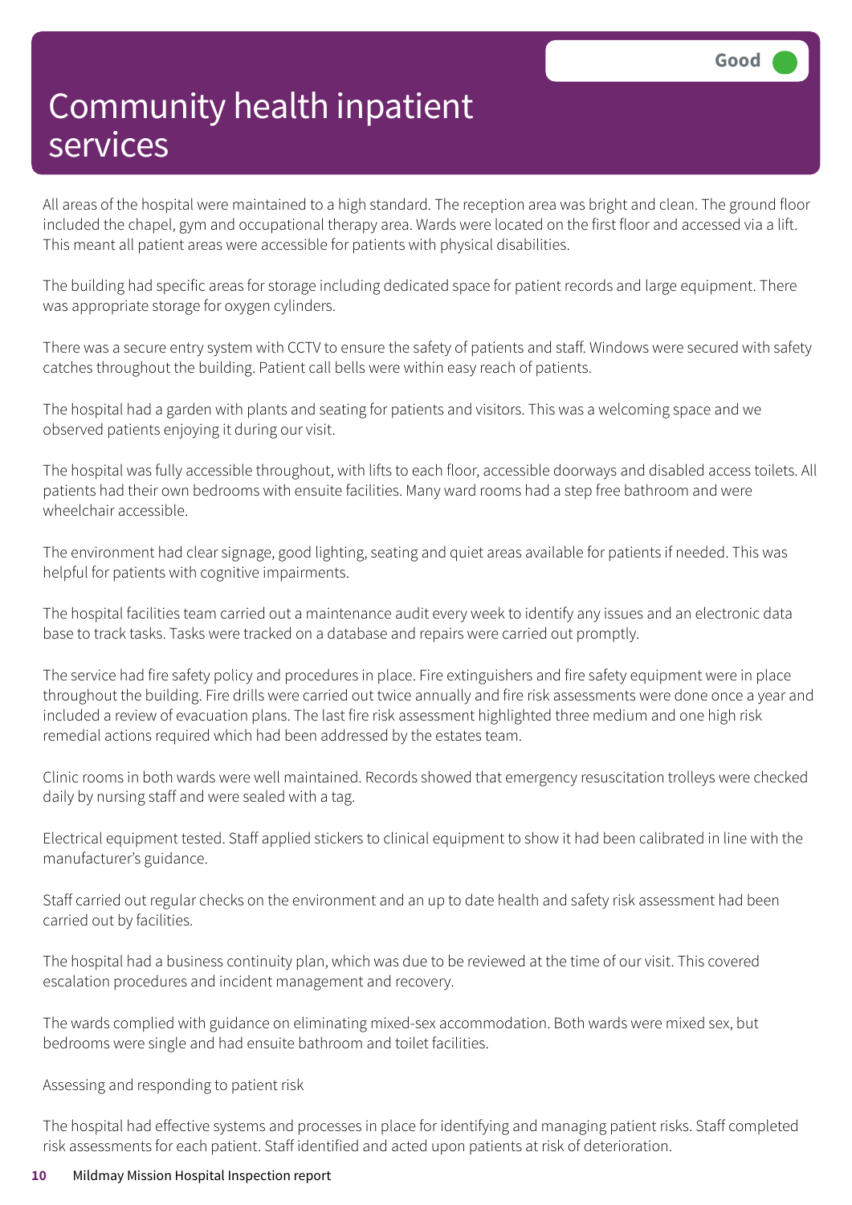# Community health inpatient services

Good

All areas of the hospital were maintained to a high standard. The reception area was bright and clean. The ground floor included the chapel, gym and occupational therapy area. Wards were located on the first floor and accessed via a lift. This meant all patient areas were accessible for patients with physical disabilities.

The building had specific areas for storage including dedicated space for patient records and large equipment. There was appropriate storage for oxygen cylinders.

There was a secure entry system with CCTV to ensure the safety of patients and staff. Windows were secured with safety catches throughout the building. Patient call bells were within easy reach of patients.

The hospital had a garden with plants and seating for patients and visitors. This was a welcoming space and we observed patients enjoying it during our visit.

The hospital was fully accessible throughout, with lifts to each floor, accessible doorways and disabled access toilets. All patients had their own bedrooms with ensuite facilities. Many ward rooms had a step free bathroom and were wheelchair accessible.

The environment had clear signage, good lighting, seating and quiet areas available for patients if needed. This was helpful for patients with cognitive impairments.

The hospital facilities team carried out a maintenance audit every week to identify any issues and an electronic data base to track tasks. Tasks were tracked on a database and repairs were carried out promptly.

The service had fire safety policy and procedures in place. Fire extinguishers and fire safety equipment were in place throughout the building. Fire drills were carried out twice annually and fire risk assessments were done once a year and included a review of evacuation plans. The last fire risk assessment highlighted three medium and one high risk remedial actions required which had been addressed by the estates team.

Clinic rooms in both wards were well maintained. Records showed that emergency resuscitation trolleys were checked daily by nursing staff and were sealed with a tag.

Electrical equipment tested. Staff applied stickers to clinical equipment to show it had been calibrated in line with the manufacturer's guidance.

Staff carried out regular checks on the environment and an up to date health and safety risk assessment had been carried out by facilities.

The hospital had a business continuity plan, which was due to be reviewed at the time of our visit. This covered escalation procedures and incident management and recovery.

The wards complied with guidance on eliminating mixed-sex accommodation. Both wards were mixed sex, but bedrooms were single and had ensuite bathroom and toilet facilities.

Assessing and responding to patient risk

The hospital had effective systems and processes in place for identifying and managing patient risks. Staff completed risk assessments for each patient. Staff identified and acted upon patients at risk of deterioration.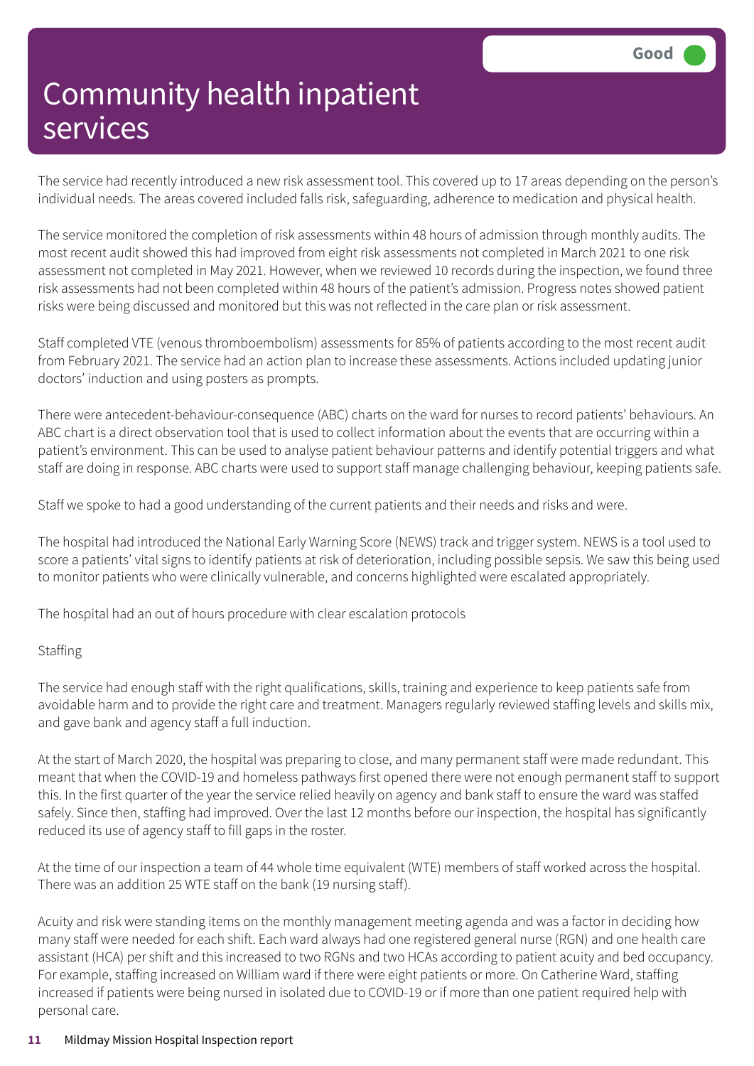# Community health inpatient services

Good

The service had recently introduced a new risk assessment tool. This covered up to 17 areas depending on the person's individual needs. The areas covered included falls risk, safeguarding, adherence to medication and physical health.

The service monitored the completion of risk assessments within 48 hours of admission through monthly audits. The most recent audit showed this had improved from eight risk assessments not completed in March 2021 to one risk assessment not completed in May 2021. However, when we reviewed 10 records during the inspection, we found three risk assessments had not been completed within 48 hours of the patient's admission. Progress notes showed patient risks were being discussed and monitored but this was not reflected in the care plan or risk assessment.

Staff completed VTE (venous thromboembolism) assessments for 85% of patients according to the most recent audit from February 2021. The service had an action plan to increase these assessments. Actions included updating junior doctors' induction and using posters as prompts.

There were antecedent-behaviour-consequence (ABC) charts on the ward for nurses to record patients' behaviours. An ABC chart is a direct observation tool that is used to collect information about the events that are occurring within a patient's environment. This can be used to analyse patient behaviour patterns and identify potential triggers and what staff are doing in response. ABC charts were used to support staff manage challenging behaviour, keeping patients safe.

Staff we spoke to had a good understanding of the current patients and their needs and risks and were.

The hospital had introduced the National Early Warning Score (NEWS) track and trigger system. NEWS is a tool used to score a patients' vital signs to identify patients at risk of deterioration, including possible sepsis. We saw this being used to monitor patients who were clinically vulnerable, and concerns highlighted were escalated appropriately.

The hospital had an out of hours procedure with clear escalation protocols

Staffing

The service had enough staff with the right qualifications, skills, training and experience to keep patients safe from avoidable harm and to provide the right care and treatment. Managers regularly reviewed staffing levels and skills mix, and gave bank and agency staff a full induction.

At the start of March 2020, the hospital was preparing to close, and many permanent staff were made redundant. This meant that when the COVID-19 and homeless pathways first opened there were not enough permanent staff to support this. In the first quarter of the year the service relied heavily on agency and bank staff to ensure the ward was staffed safely. Since then, staffing had improved. Over the last 12 months before our inspection, the hospital has significantly reduced its use of agency staff to fill gaps in the roster.

At the time of our inspection a team of 44 whole time equivalent (WTE) members of staff worked across the hospital. There was an addition 25 WTE staff on the bank (19 nursing staff).

Acuity and risk were standing items on the monthly management meeting agenda and was a factor in deciding how many staff were needed for each shift. Each ward always had one registered general nurse (RGN) and one health care assistant (HCA) per shift and this increased to two RGNs and two HCAs according to patient acuity and bed occupancy. For example, staffing increased on William ward if there were eight patients or more. On Catherine Ward, staffing increased if patients were being nursed in isolated due to COVID-19 or if more than one patient required help with personal care.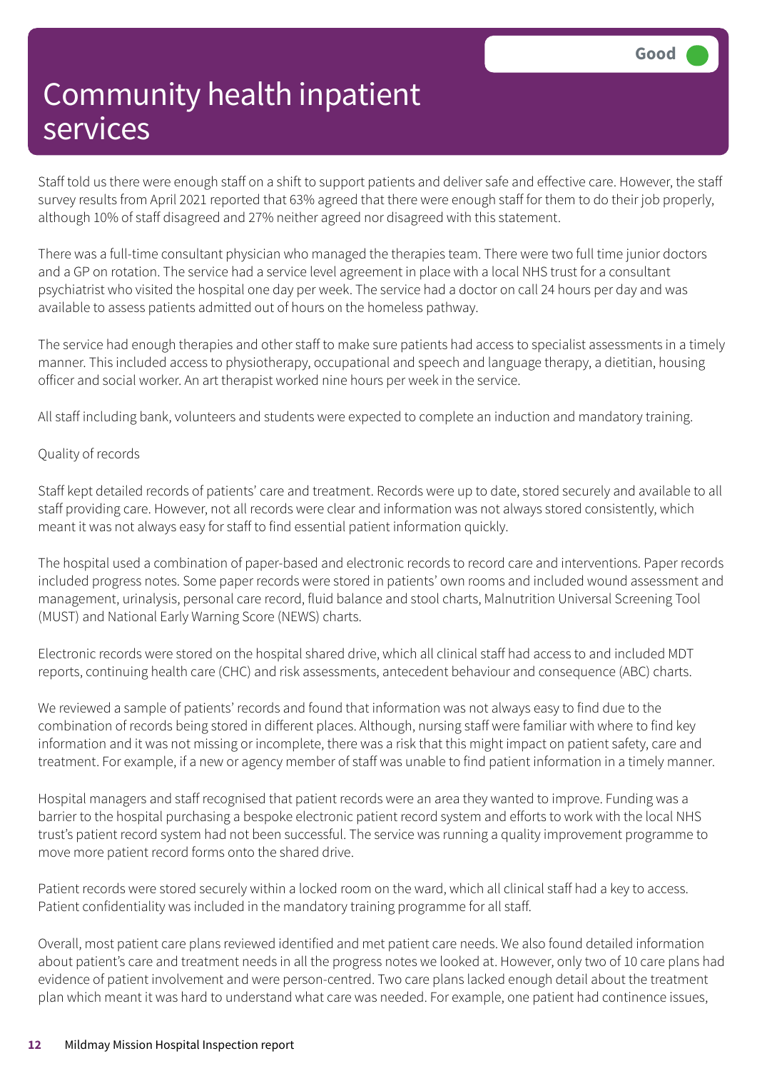# Community health inpatient services

Good

Staff told us there were enough staff on a shift to support patients and deliver safe and effective care. However, the staff survey results from April 2021 reported that 63% agreed that there were enough staff for them to do their job properly, although 10% of staff disagreed and 27% neither agreed nor disagreed with this statement.

There was a full-time consultant physician who managed the therapies team. There were two full time junior doctors and a GP on rotation. The service had a service level agreement in place with a local NHS trust for a consultant psychiatrist who visited the hospital one day per week. The service had a doctor on call 24 hours per day and was available to assess patients admitted out of hours on the homeless pathway.

The service had enough therapies and other staff to make sure patients had access to specialist assessments in a timely manner. This included access to physiotherapy, occupational and speech and language therapy, a dietitian, housing officer and social worker. An art therapist worked nine hours per week in the service.

All staff including bank, volunteers and students were expected to complete an induction and mandatory training.

Quality of records

Staff kept detailed records of patients' care and treatment. Records were up to date, stored securely and available to all staff providing care. However, not all records were clear and information was not always stored consistently, which meant it was not always easy for staff to find essential patient information quickly.

The hospital used a combination of paper-based and electronic records to record care and interventions. Paper records included progress notes. Some paper records were stored in patients' own rooms and included wound assessment and management, urinalysis, personal care record, fluid balance and stool charts, Malnutrition Universal Screening Tool (MUST) and National Early Warning Score (NEWS) charts.

Electronic records were stored on the hospital shared drive, which all clinical staff had access to and included MDT reports, continuing health care (CHC) and risk assessments, antecedent behaviour and consequence (ABC) charts.

We reviewed a sample of patients' records and found that information was not always easy to find due to the combination of records being stored in different places. Although, nursing staff were familiar with where to find key information and it was not missing or incomplete, there was a risk that this might impact on patient safety, care and treatment. For example, if a new or agency member of staff was unable to find patient information in a timely manner.

Hospital managers and staff recognised that patient records were an area they wanted to improve. Funding was a barrier to the hospital purchasing a bespoke electronic patient record system and efforts to work with the local NHS trust's patient record system had not been successful. The service was running a quality improvement programme to move more patient record forms onto the shared drive.

Patient records were stored securely within a locked room on the ward, which all clinical staff had a key to access. Patient confidentiality was included in the mandatory training programme for all staff.

Overall, most patient care plans reviewed identified and met patient care needs. We also found detailed information about patient's care and treatment needs in all the progress notes we looked at. However, only two of 10 care plans had evidence of patient involvement and were person-centred. Two care plans lacked enough detail about the treatment plan which meant it was hard to understand what care was needed. For example, one patient had continence issues,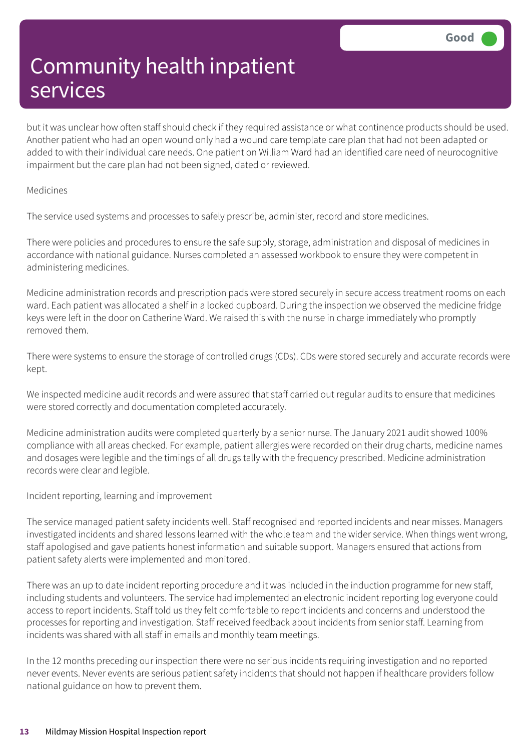# Community health inpatient services

Good

but it was unclear how often staff should check if they required assistance or what continence products should be used. Another patient who had an open wound only had a wound care template care plan that had not been adapted or added to with their individual care needs. One patient on William Ward had an identified care need of neurocognitive impairment but the care plan had not been signed, dated or reviewed.

Medicines

The service used systems and processes to safely prescribe, administer, record and store medicines.

There were policies and procedures to ensure the safe supply, storage, administration and disposal of medicines in accordance with national guidance. Nurses completed an assessed workbook to ensure they were competent in administering medicines.

Medicine administration records and prescription pads were stored securely in secure access treatment rooms on each ward. Each patient was allocated a shelf in a locked cupboard. During the inspection we observed the medicine fridge keys were left in the door on Catherine Ward. We raised this with the nurse in charge immediately who promptly removed them.

There were systems to ensure the storage of controlled drugs (CDs). CDs were stored securely and accurate records were kept.

We inspected medicine audit records and were assured that staff carried out regular audits to ensure that medicines were stored correctly and documentation completed accurately.

Medicine administration audits were completed quarterly by a senior nurse. The January 2021 audit showed 100% compliance with all areas checked. For example, patient allergies were recorded on their drug charts, medicine names and dosages were legible and the timings of all drugs tally with the frequency prescribed. Medicine administration records were clear and legible.

Incident reporting, learning and improvement

The service managed patient safety incidents well. Staff recognised and reported incidents and near misses. Managers investigated incidents and shared lessons learned with the whole team and the wider service. When things went wrong, staff apologised and gave patients honest information and suitable support. Managers ensured that actions from patient safety alerts were implemented and monitored.

There was an up to date incident reporting procedure and it was included in the induction programme for new staff, including students and volunteers. The service had implemented an electronic incident reporting log everyone could access to report incidents. Staff told us they felt comfortable to report incidents and concerns and understood the processes for reporting and investigation. Staff received feedback about incidents from senior staff. Learning from incidents was shared with all staff in emails and monthly team meetings.

In the 12 months preceding our inspection there were no serious incidents requiring investigation and no reported never events. Never events are serious patient safety incidents that should not happen if healthcare providers follow national guidance on how to prevent them.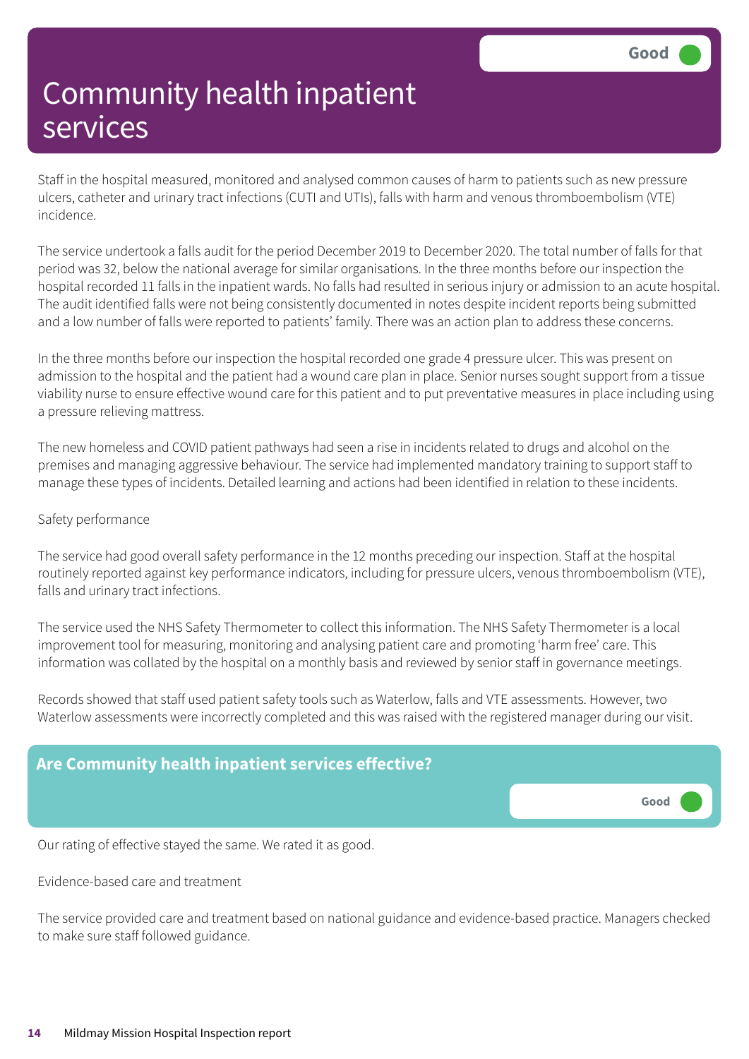# Community health inpatient services

Good

Staff in the hospital measured, monitored and analysed common causes of harm to patients such as new pressure ulcers, catheter and urinary tract infections (CUTI and UTIs), falls with harm and venous thromboembolism (VTE) incidence.

The service undertook a falls audit for the period December 2019 to December 2020. The total number of falls for that period was 32, below the national average for similar organisations. In the three months before our inspection the hospital recorded 11 falls in the inpatient wards. No falls had resulted in serious injury or admission to an acute hospital. The audit identified falls were not being consistently documented in notes despite incident reports being submitted and a low number of falls were reported to patients' family. There was an action plan to address these concerns.

In the three months before our inspection the hospital recorded one grade 4 pressure ulcer. This was present on admission to the hospital and the patient had a wound care plan in place. Senior nurses sought support from a tissue viability nurse to ensure effective wound care for this patient and to put preventative measures in place including using a pressure relieving mattress.

The new homeless and COVID patient pathways had seen a rise in incidents related to drugs and alcohol on the premises and managing aggressive behaviour. The service had implemented mandatory training to support staff to manage these types of incidents. Detailed learning and actions had been identified in relation to these incidents.

Safety performance

The service had good overall safety performance in the 12 months preceding our inspection. Staff at the hospital routinely reported against key performance indicators, including for pressure ulcers, venous thromboembolism (VTE), falls and urinary tract infections.

The service used the NHS Safety Thermometer to collect this information. The NHS Safety Thermometer is a local improvement tool for measuring, monitoring and analysing patient care and promoting 'harm free' care. This information was collated by the hospital on a monthly basis and reviewed by senior staff in governance meetings.

Records showed that staff used patient safety tools such as Waterlow, falls and VTE assessments. However, two Waterlow assessments were incorrectly completed and this was raised with the registered manager during our visit.

## Are Community health inpatient services effective?

Good

Our rating of effective stayed the same. We rated it as good.

Evidence-based care and treatment

The service provided care and treatment based on national guidance and evidence-based practice. Managers checked to make sure staff followed guidance.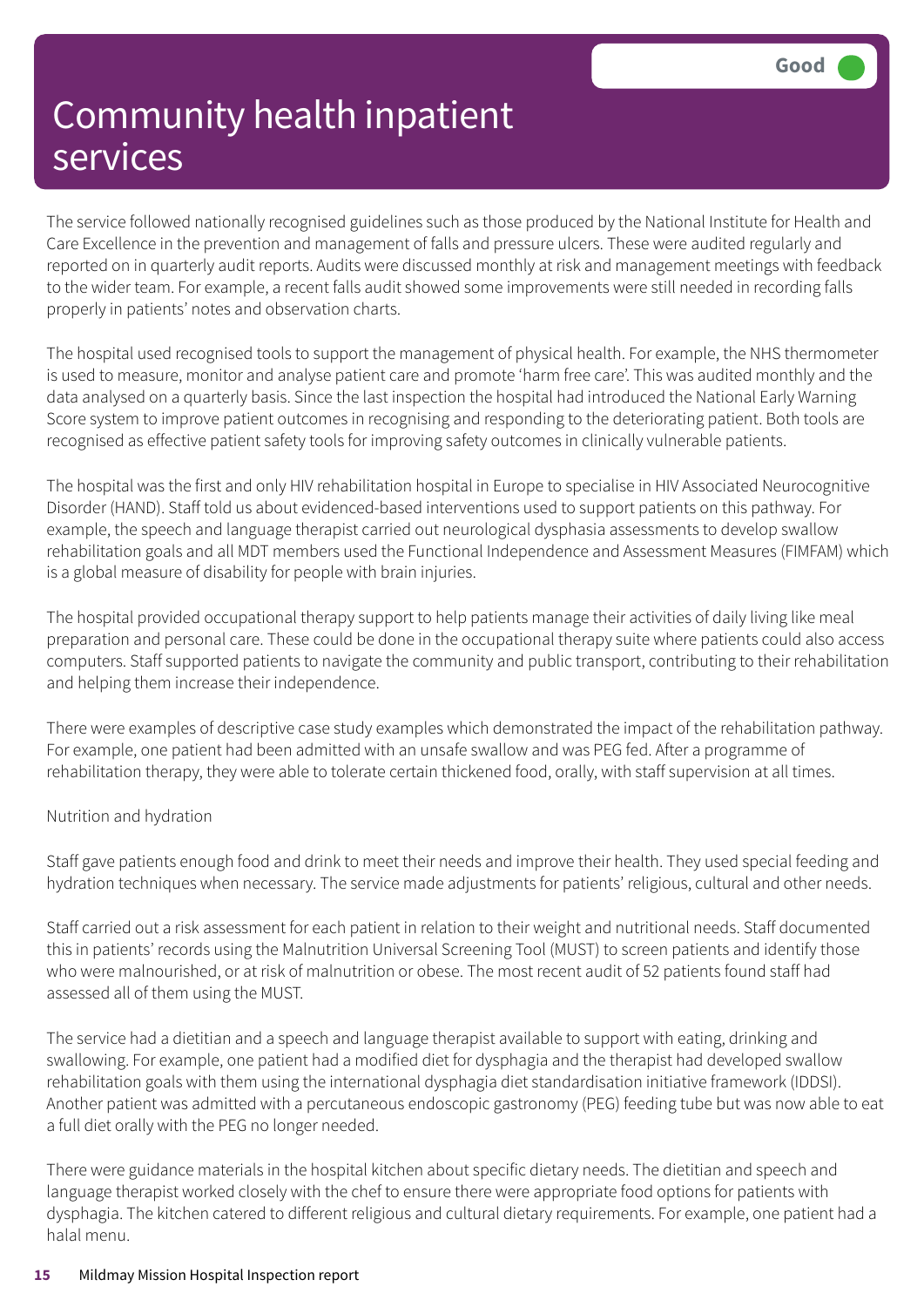# Community health inpatient services

Good

The service followed nationally recognised guidelines such as those produced by the National Institute for Health and Care Excellence in the prevention and management of falls and pressure ulcers. These were audited regularly and reported on in quarterly audit reports. Audits were discussed monthly at risk and management meetings with feedback to the wider team. For example, a recent falls audit showed some improvements were still needed in recording falls properly in patients' notes and observation charts.

The hospital used recognised tools to support the management of physical health. For example, the NHS thermometer is used to measure, monitor and analyse patient care and promote 'harm free care'. This was audited monthly and the data analysed on a quarterly basis. Since the last inspection the hospital had introduced the National Early Warning Score system to improve patient outcomes in recognising and responding to the deteriorating patient. Both tools are recognised as effective patient safety tools for improving safety outcomes in clinically vulnerable patients.

The hospital was the first and only HIV rehabilitation hospital in Europe to specialise in HIV Associated Neurocognitive Disorder (HAND). Staff told us about evidenced-based interventions used to support patients on this pathway. For example, the speech and language therapist carried out neurological dysphasia assessments to develop swallow rehabilitation goals and all MDT members used the Functional Independence and Assessment Measures (FIMFAM) which is a global measure of disability for people with brain injuries.

The hospital provided occupational therapy support to help patients manage their activities of daily living like meal preparation and personal care. These could be done in the occupational therapy suite where patients could also access computers. Staff supported patients to navigate the community and public transport, contributing to their rehabilitation and helping them increase their independence.

There were examples of descriptive case study examples which demonstrated the impact of the rehabilitation pathway. For example, one patient had been admitted with an unsafe swallow and was PEG fed. After a programme of rehabilitation therapy, they were able to tolerate certain thickened food, orally, with staff supervision at all times.

Nutrition and hydration

Staff gave patients enough food and drink to meet their needs and improve their health. They used special feeding and hydration techniques when necessary. The service made adjustments for patients' religious, cultural and other needs.

Staff carried out a risk assessment for each patient in relation to their weight and nutritional needs. Staff documented this in patients' records using the Malnutrition Universal Screening Tool (MUST) to screen patients and identify those who were malnourished, or at risk of malnutrition or obese. The most recent audit of 52 patients found staff had assessed all of them using the MUST.

The service had a dietitian and a speech and language therapist available to support with eating, drinking and swallowing. For example, one patient had a modified diet for dysphagia and the therapist had developed swallow rehabilitation goals with them using the international dysphagia diet standardisation initiative framework (IDDSI). Another patient was admitted with a percutaneous endoscopic gastronomy (PEG) feeding tube but was now able to eat a full diet orally with the PEG no longer needed.

There were guidance materials in the hospital kitchen about specific dietary needs. The dietitian and speech and language therapist worked closely with the chef to ensure there were appropriate food options for patients with dysphagia. The kitchen catered to different religious and cultural dietary requirements. For example, one patient had a halal menu.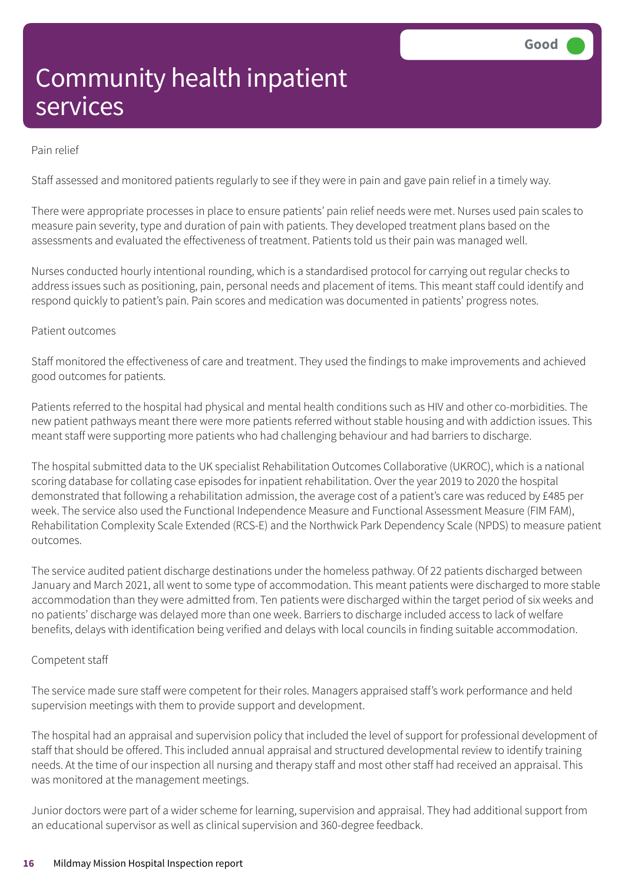# Community health inpatient services

Good

Pain relief

Staff assessed and monitored patients regularly to see if they were in pain and gave pain relief in a timely way.

There were appropriate processes in place to ensure patients' pain relief needs were met. Nurses used pain scales to measure pain severity, type and duration of pain with patients. They developed treatment plans based on the assessments and evaluated the effectiveness of treatment. Patients told us their pain was managed well.

Nurses conducted hourly intentional rounding, which is a standardised protocol for carrying out regular checks to address issues such as positioning, pain, personal needs and placement of items. This meant staff could identify and respond quickly to patient's pain. Pain scores and medication was documented in patients' progress notes.

Patient outcomes

Staff monitored the effectiveness of care and treatment. They used the findings to make improvements and achieved good outcomes for patients.

Patients referred to the hospital had physical and mental health conditions such as HIV and other co-morbidities. The new patient pathways meant there were more patients referred without stable housing and with addiction issues. This meant staff were supporting more patients who had challenging behaviour and had barriers to discharge.

The hospital submitted data to the UK specialist Rehabilitation Outcomes Collaborative (UKROC), which is a national scoring database for collating case episodes for inpatient rehabilitation. Over the year 2019 to 2020 the hospital demonstrated that following a rehabilitation admission, the average cost of a patient's care was reduced by £485 per week. The service also used the Functional Independence Measure and Functional Assessment Measure (FIM FAM), Rehabilitation Complexity Scale Extended (RCS-E) and the Northwick Park Dependency Scale (NPDS) to measure patient outcomes.

The service audited patient discharge destinations under the homeless pathway. Of 22 patients discharged between January and March 2021, all went to some type of accommodation. This meant patients were discharged to more stable accommodation than they were admitted from. Ten patients were discharged within the target period of six weeks and no patients' discharge was delayed more than one week. Barriers to discharge included access to lack of welfare benefits, delays with identification being verified and delays with local councils in finding suitable accommodation.

Competent staff

The service made sure staff were competent for their roles. Managers appraised staff's work performance and held supervision meetings with them to provide support and development.

The hospital had an appraisal and supervision policy that included the level of support for professional development of staff that should be offered. This included annual appraisal and structured developmental review to identify training needs. At the time of our inspection all nursing and therapy staff and most other staff had received an appraisal. This was monitored at the management meetings.

Junior doctors were part of a wider scheme for learning, supervision and appraisal. They had additional support from an educational supervisor as well as clinical supervision and 360-degree feedback.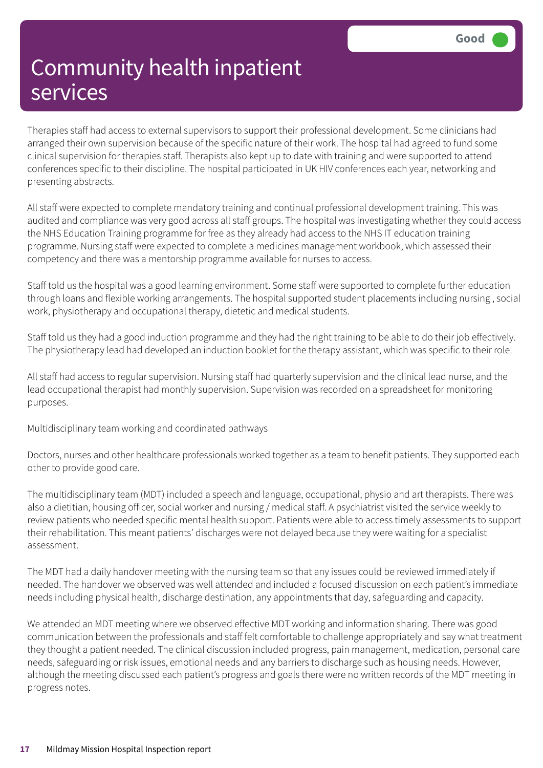# Community health inpatient services

Good

Therapies staff had access to external supervisors to support their professional development. Some clinicians had arranged their own supervision because of the specific nature of their work. The hospital had agreed to fund some clinical supervision for therapies staff. Therapists also kept up to date with training and were supported to attend conferences specific to their discipline. The hospital participated in UK HIV conferences each year, networking and presenting abstracts.

All staff were expected to complete mandatory training and continual professional development training. This was audited and compliance was very good across all staff groups. The hospital was investigating whether they could access the NHS Education Training programme for free as they already had access to the NHS IT education training programme. Nursing staff were expected to complete a medicines management workbook, which assessed their competency and there was a mentorship programme available for nurses to access.

Staff told us the hospital was a good learning environment. Some staff were supported to complete further education through loans and flexible working arrangements. The hospital supported student placements including nursing , social work, physiotherapy and occupational therapy, dietetic and medical students.

Staff told us they had a good induction programme and they had the right training to be able to do their job effectively. The physiotherapy lead had developed an induction booklet for the therapy assistant, which was specific to their role.

All staff had access to regular supervision. Nursing staff had quarterly supervision and the clinical lead nurse, and the lead occupational therapist had monthly supervision. Supervision was recorded on a spreadsheet for monitoring purposes.

Multidisciplinary team working and coordinated pathways

Doctors, nurses and other healthcare professionals worked together as a team to benefit patients. They supported each other to provide good care.

The multidisciplinary team (MDT) included a speech and language, occupational, physio and art therapists. There was also a dietitian, housing officer, social worker and nursing / medical staff. A psychiatrist visited the service weekly to review patients who needed specific mental health support. Patients were able to access timely assessments to support their rehabilitation. This meant patients' discharges were not delayed because they were waiting for a specialist assessment.

The MDT had a daily handover meeting with the nursing team so that any issues could be reviewed immediately if needed. The handover we observed was well attended and included a focused discussion on each patient's immediate needs including physical health, discharge destination, any appointments that day, safeguarding and capacity.

We attended an MDT meeting where we observed effective MDT working and information sharing. There was good communication between the professionals and staff felt comfortable to challenge appropriately and say what treatment they thought a patient needed. The clinical discussion included progress, pain management, medication, personal care needs, safeguarding or risk issues, emotional needs and any barriers to discharge such as housing needs. However, although the meeting discussed each patient's progress and goals there were no written records of the MDT meeting in progress notes.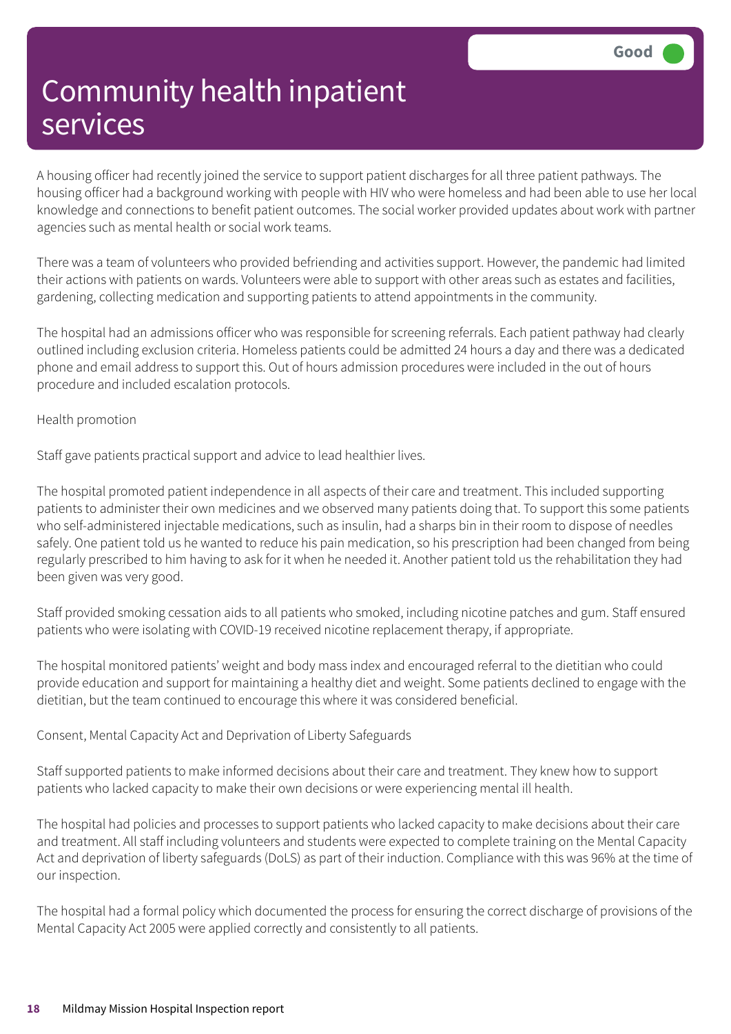# Community health inpatient services

Good

A housing officer had recently joined the service to support patient discharges for all three patient pathways. The housing officer had a background working with people with HIV who were homeless and had been able to use her local knowledge and connections to benefit patient outcomes. The social worker provided updates about work with partner agencies such as mental health or social work teams.

There was a team of volunteers who provided befriending and activities support. However, the pandemic had limited their actions with patients on wards. Volunteers were able to support with other areas such as estates and facilities, gardening, collecting medication and supporting patients to attend appointments in the community.

The hospital had an admissions officer who was responsible for screening referrals. Each patient pathway had clearly outlined including exclusion criteria. Homeless patients could be admitted 24 hours a day and there was a dedicated phone and email address to support this. Out of hours admission procedures were included in the out of hours procedure and included escalation protocols.

Health promotion

Staff gave patients practical support and advice to lead healthier lives.

The hospital promoted patient independence in all aspects of their care and treatment. This included supporting patients to administer their own medicines and we observed many patients doing that. To support this some patients who self-administered injectable medications, such as insulin, had a sharps bin in their room to dispose of needles safely. One patient told us he wanted to reduce his pain medication, so his prescription had been changed from being regularly prescribed to him having to ask for it when he needed it. Another patient told us the rehabilitation they had been given was very good.

Staff provided smoking cessation aids to all patients who smoked, including nicotine patches and gum. Staff ensured patients who were isolating with COVID-19 received nicotine replacement therapy, if appropriate.

The hospital monitored patients' weight and body mass index and encouraged referral to the dietitian who could provide education and support for maintaining a healthy diet and weight. Some patients declined to engage with the dietitian, but the team continued to encourage this where it was considered beneficial.

Consent, Mental Capacity Act and Deprivation of Liberty Safeguards

Staff supported patients to make informed decisions about their care and treatment. They knew how to support patients who lacked capacity to make their own decisions or were experiencing mental ill health.

The hospital had policies and processes to support patients who lacked capacity to make decisions about their care and treatment. All staff including volunteers and students were expected to complete training on the Mental Capacity Act and deprivation of liberty safeguards (DoLS) as part of their induction. Compliance with this was 96% at the time of our inspection.

The hospital had a formal policy which documented the process for ensuring the correct discharge of provisions of the Mental Capacity Act 2005 were applied correctly and consistently to all patients.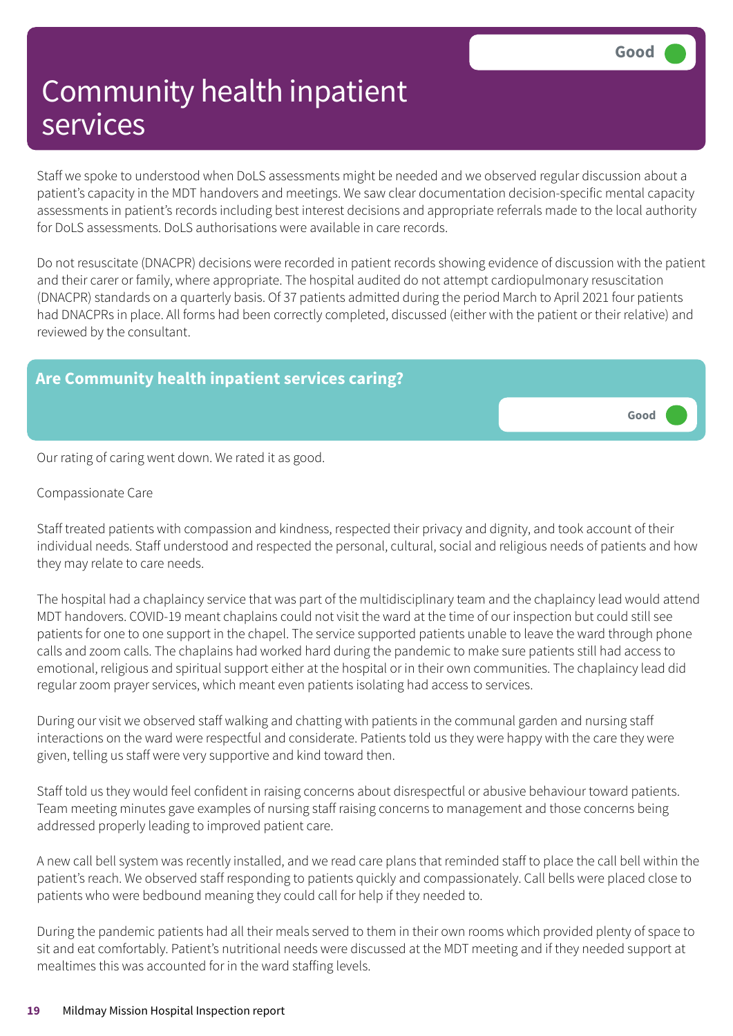# Community health inpatient services

Good

Staff we spoke to understood when DoLS assessments might be needed and we observed regular discussion about a patient's capacity in the MDT handovers and meetings. We saw clear documentation decision-specific mental capacity assessments in patient's records including best interest decisions and appropriate referrals made to the local authority for DoLS assessments. DoLS authorisations were available in care records.

Do not resuscitate (DNACPR) decisions were recorded in patient records showing evidence of discussion with the patient and their carer or family, where appropriate. The hospital audited do not attempt cardiopulmonary resuscitation (DNACPR) standards on a quarterly basis. Of 37 patients admitted during the period March to April 2021 four patients had DNACPRs in place. All forms had been correctly completed, discussed (either with the patient or their relative) and reviewed by the consultant.

## Are Community health inpatient services caring?

Good

Our rating of caring went down. We rated it as good.

Compassionate Care

Staff treated patients with compassion and kindness, respected their privacy and dignity, and took account of their individual needs. Staff understood and respected the personal, cultural, social and religious needs of patients and how they may relate to care needs.

The hospital had a chaplaincy service that was part of the multidisciplinary team and the chaplaincy lead would attend MDT handovers. COVID-19 meant chaplains could not visit the ward at the time of our inspection but could still see patients for one to one support in the chapel. The service supported patients unable to leave the ward through phone calls and zoom calls. The chaplains had worked hard during the pandemic to make sure patients still had access to emotional, religious and spiritual support either at the hospital or in their own communities. The chaplaincy lead did regular zoom prayer services, which meant even patients isolating had access to services.

During our visit we observed staff walking and chatting with patients in the communal garden and nursing staff interactions on the ward were respectful and considerate. Patients told us they were happy with the care they were given, telling us staff were very supportive and kind toward then.

Staff told us they would feel confident in raising concerns about disrespectful or abusive behaviour toward patients. Team meeting minutes gave examples of nursing staff raising concerns to management and those concerns being addressed properly leading to improved patient care.

A new call bell system was recently installed, and we read care plans that reminded staff to place the call bell within the patient's reach. We observed staff responding to patients quickly and compassionately. Call bells were placed close to patients who were bedbound meaning they could call for help if they needed to.

During the pandemic patients had all their meals served to them in their own rooms which provided plenty of space to sit and eat comfortably. Patient's nutritional needs were discussed at the MDT meeting and if they needed support at mealtimes this was accounted for in the ward staffing levels.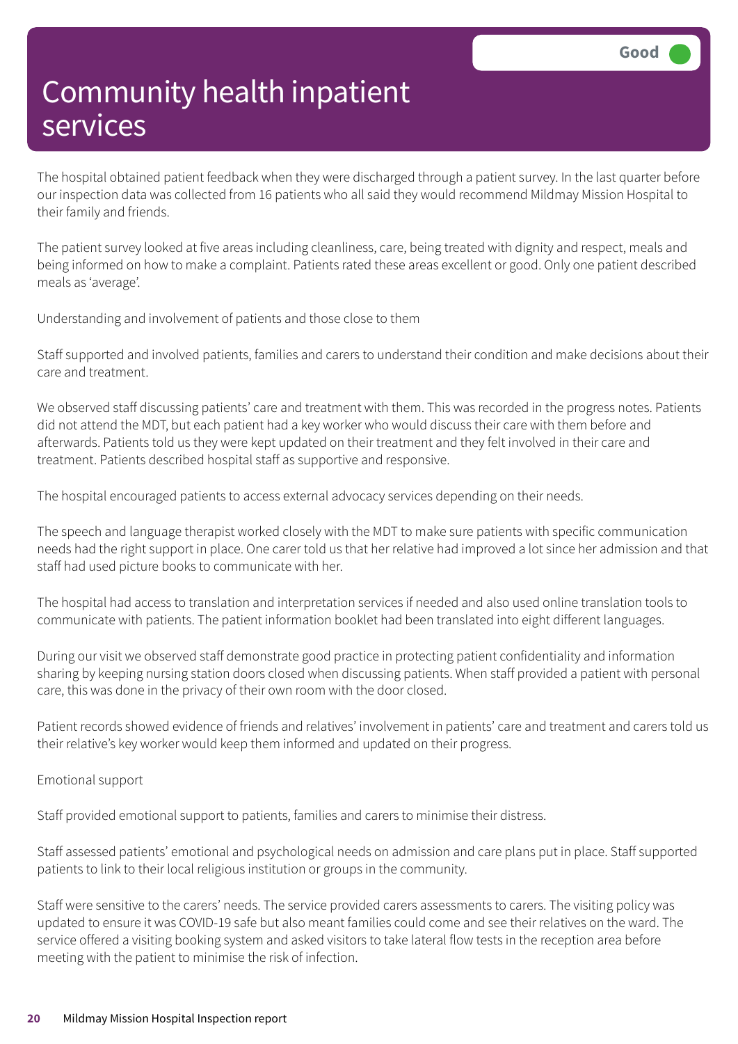# Community health inpatient services

Good

The hospital obtained patient feedback when they were discharged through a patient survey. In the last quarter before our inspection data was collected from 16 patients who all said they would recommend Mildmay Mission Hospital to their family and friends.

The patient survey looked at five areas including cleanliness, care, being treated with dignity and respect, meals and being informed on how to make a complaint. Patients rated these areas excellent or good. Only one patient described meals as 'average'.

Understanding and involvement of patients and those close to them

Staff supported and involved patients, families and carers to understand their condition and make decisions about their care and treatment.

We observed staff discussing patients' care and treatment with them. This was recorded in the progress notes. Patients did not attend the MDT, but each patient had a key worker who would discuss their care with them before and afterwards. Patients told us they were kept updated on their treatment and they felt involved in their care and treatment. Patients described hospital staff as supportive and responsive.

The hospital encouraged patients to access external advocacy services depending on their needs.

The speech and language therapist worked closely with the MDT to make sure patients with specific communication needs had the right support in place. One carer told us that her relative had improved a lot since her admission and that staff had used picture books to communicate with her.

The hospital had access to translation and interpretation services if needed and also used online translation tools to communicate with patients. The patient information booklet had been translated into eight different languages.

During our visit we observed staff demonstrate good practice in protecting patient confidentiality and information sharing by keeping nursing station doors closed when discussing patients. When staff provided a patient with personal care, this was done in the privacy of their own room with the door closed.

Patient records showed evidence of friends and relatives' involvement in patients' care and treatment and carers told us their relative's key worker would keep them informed and updated on their progress.

Emotional support

Staff provided emotional support to patients, families and carers to minimise their distress.

Staff assessed patients' emotional and psychological needs on admission and care plans put in place. Staff supported patients to link to their local religious institution or groups in the community.

Staff were sensitive to the carers' needs. The service provided carers assessments to carers. The visiting policy was updated to ensure it was COVID-19 safe but also meant families could come and see their relatives on the ward. The service offered a visiting booking system and asked visitors to take lateral flow tests in the reception area before meeting with the patient to minimise the risk of infection.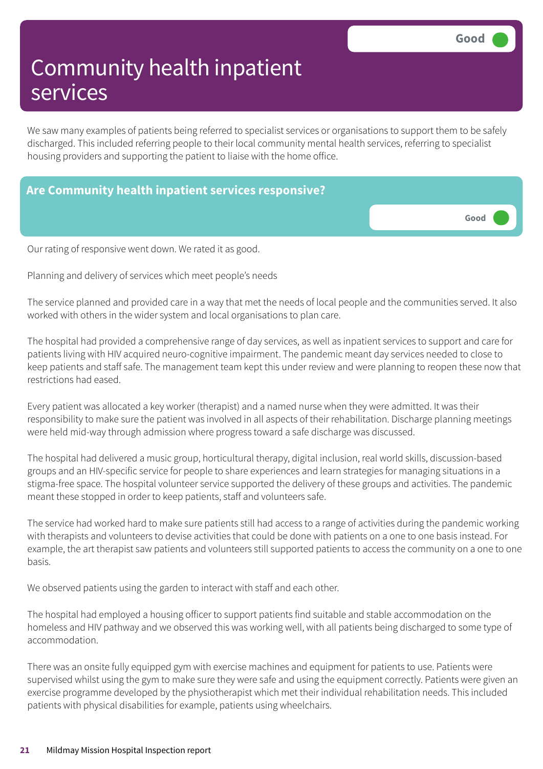# Community health inpatient services

Good

We saw many examples of patients being referred to specialist services or organisations to support them to be safely discharged. This included referring people to their local community mental health services, referring to specialist housing providers and supporting the patient to liaise with the home office.

## Are Community health inpatient services responsive?

Good

Our rating of responsive went down. We rated it as good.

Planning and delivery of services which meet people's needs

The service planned and provided care in a way that met the needs of local people and the communities served. It also worked with others in the wider system and local organisations to plan care.

The hospital had provided a comprehensive range of day services, as well as inpatient services to support and care for patients living with HIV acquired neuro-cognitive impairment. The pandemic meant day services needed to close to keep patients and staff safe. The management team kept this under review and were planning to reopen these now that restrictions had eased.

Every patient was allocated a key worker (therapist) and a named nurse when they were admitted. It was their responsibility to make sure the patient was involved in all aspects of their rehabilitation. Discharge planning meetings were held mid-way through admission where progress toward a safe discharge was discussed.

The hospital had delivered a music group, horticultural therapy, digital inclusion, real world skills, discussion-based groups and an HIV-specific service for people to share experiences and learn strategies for managing situations in a stigma-free space. The hospital volunteer service supported the delivery of these groups and activities. The pandemic meant these stopped in order to keep patients, staff and volunteers safe.

The service had worked hard to make sure patients still had access to a range of activities during the pandemic working with therapists and volunteers to devise activities that could be done with patients on a one to one basis instead. For example, the art therapist saw patients and volunteers still supported patients to access the community on a one to one basis.

We observed patients using the garden to interact with staff and each other.

The hospital had employed a housing officer to support patients find suitable and stable accommodation on the homeless and HIV pathway and we observed this was working well, with all patients being discharged to some type of accommodation.

There was an onsite fully equipped gym with exercise machines and equipment for patients to use. Patients were supervised whilst using the gym to make sure they were safe and using the equipment correctly. Patients were given an exercise programme developed by the physiotherapist which met their individual rehabilitation needs. This included patients with physical disabilities for example, patients using wheelchairs.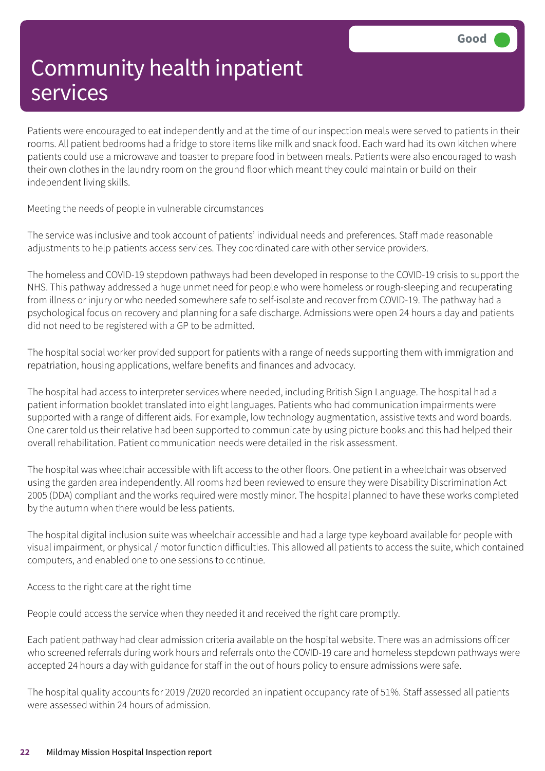# Community health inpatient services

Good

Patients were encouraged to eat independently and at the time of our inspection meals were served to patients in their rooms. All patient bedrooms had a fridge to store items like milk and snack food. Each ward had its own kitchen where patients could use a microwave and toaster to prepare food in between meals. Patients were also encouraged to wash their own clothes in the laundry room on the ground floor which meant they could maintain or build on their independent living skills.

Meeting the needs of people in vulnerable circumstances

The service was inclusive and took account of patients' individual needs and preferences. Staff made reasonable adjustments to help patients access services. They coordinated care with other service providers.

The homeless and COVID-19 stepdown pathways had been developed in response to the COVID-19 crisis to support the NHS. This pathway addressed a huge unmet need for people who were homeless or rough-sleeping and recuperating from illness or injury or who needed somewhere safe to self-isolate and recover from COVID-19. The pathway had a psychological focus on recovery and planning for a safe discharge. Admissions were open 24 hours a day and patients did not need to be registered with a GP to be admitted.

The hospital social worker provided support for patients with a range of needs supporting them with immigration and repatriation, housing applications, welfare benefits and finances and advocacy.

The hospital had access to interpreter services where needed, including British Sign Language. The hospital had a patient information booklet translated into eight languages. Patients who had communication impairments were supported with a range of different aids. For example, low technology augmentation, assistive texts and word boards. One carer told us their relative had been supported to communicate by using picture books and this had helped their overall rehabilitation. Patient communication needs were detailed in the risk assessment.

The hospital was wheelchair accessible with lift access to the other floors. One patient in a wheelchair was observed using the garden area independently. All rooms had been reviewed to ensure they were Disability Discrimination Act 2005 (DDA) compliant and the works required were mostly minor. The hospital planned to have these works completed by the autumn when there would be less patients.

The hospital digital inclusion suite was wheelchair accessible and had a large type keyboard available for people with visual impairment, or physical / motor function difficulties. This allowed all patients to access the suite, which contained computers, and enabled one to one sessions to continue.

Access to the right care at the right time

People could access the service when they needed it and received the right care promptly.

Each patient pathway had clear admission criteria available on the hospital website. There was an admissions officer who screened referrals during work hours and referrals onto the COVID-19 care and homeless stepdown pathways were accepted 24 hours a day with guidance for staff in the out of hours policy to ensure admissions were safe.

The hospital quality accounts for 2019 /2020 recorded an inpatient occupancy rate of 51%. Staff assessed all patients were assessed within 24 hours of admission.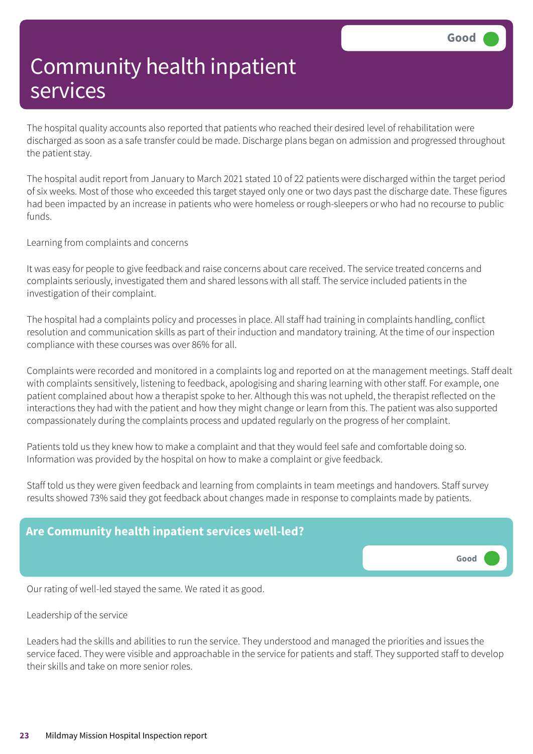# Community health inpatient services

Good

The hospital quality accounts also reported that patients who reached their desired level of rehabilitation were discharged as soon as a safe transfer could be made. Discharge plans began on admission and progressed throughout the patient stay.

The hospital audit report from January to March 2021 stated 10 of 22 patients were discharged within the target period of six weeks. Most of those who exceeded this target stayed only one or two days past the discharge date. These figures had been impacted by an increase in patients who were homeless or rough-sleepers or who had no recourse to public funds.

Learning from complaints and concerns

It was easy for people to give feedback and raise concerns about care received. The service treated concerns and complaints seriously, investigated them and shared lessons with all staff. The service included patients in the investigation of their complaint.

The hospital had a complaints policy and processes in place. All staff had training in complaints handling, conflict resolution and communication skills as part of their induction and mandatory training. At the time of our inspection compliance with these courses was over 86% for all.

Complaints were recorded and monitored in a complaints log and reported on at the management meetings. Staff dealt with complaints sensitively, listening to feedback, apologising and sharing learning with other staff. For example, one patient complained about how a therapist spoke to her. Although this was not upheld, the therapist reflected on the interactions they had with the patient and how they might change or learn from this. The patient was also supported compassionately during the complaints process and updated regularly on the progress of her complaint.

Patients told us they knew how to make a complaint and that they would feel safe and comfortable doing so. Information was provided by the hospital on how to make a complaint or give feedback.

Staff told us they were given feedback and learning from complaints in team meetings and handovers. Staff survey results showed 73% said they got feedback about changes made in response to complaints made by patients.

## Are Community health inpatient services well-led?

Good

Our rating of well-led stayed the same. We rated it as good.

Leadership of the service

Leaders had the skills and abilities to run the service. They understood and managed the priorities and issues the service faced. They were visible and approachable in the service for patients and staff. They supported staff to develop their skills and take on more senior roles.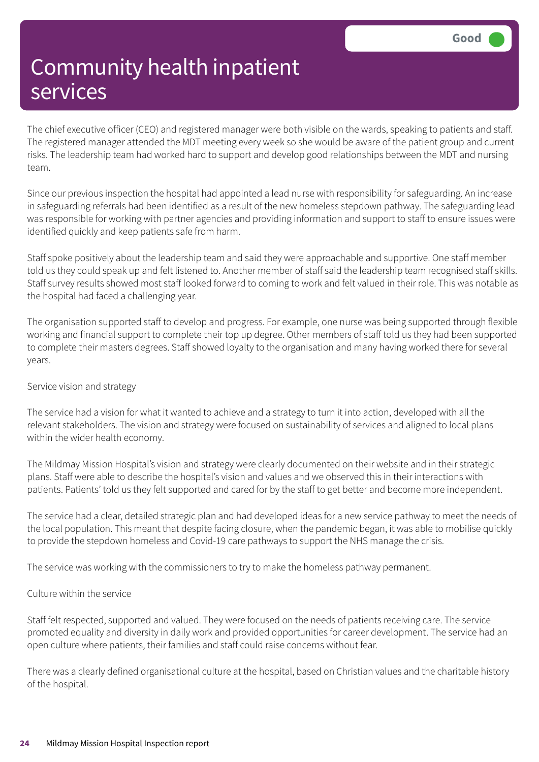# Community health inpatient services

Good

The chief executive officer (CEO) and registered manager were both visible on the wards, speaking to patients and staff. The registered manager attended the MDT meeting every week so she would be aware of the patient group and current risks. The leadership team had worked hard to support and develop good relationships between the MDT and nursing team.

Since our previous inspection the hospital had appointed a lead nurse with responsibility for safeguarding. An increase in safeguarding referrals had been identified as a result of the new homeless stepdown pathway. The safeguarding lead was responsible for working with partner agencies and providing information and support to staff to ensure issues were identified quickly and keep patients safe from harm.

Staff spoke positively about the leadership team and said they were approachable and supportive. One staff member told us they could speak up and felt listened to. Another member of staff said the leadership team recognised staff skills. Staff survey results showed most staff looked forward to coming to work and felt valued in their role. This was notable as the hospital had faced a challenging year.

The organisation supported staff to develop and progress. For example, one nurse was being supported through flexible working and financial support to complete their top up degree. Other members of staff told us they had been supported to complete their masters degrees. Staff showed loyalty to the organisation and many having worked there for several years.

Service vision and strategy

The service had a vision for what it wanted to achieve and a strategy to turn it into action, developed with all the relevant stakeholders. The vision and strategy were focused on sustainability of services and aligned to local plans within the wider health economy.

The Mildmay Mission Hospital's vision and strategy were clearly documented on their website and in their strategic plans. Staff were able to describe the hospital's vision and values and we observed this in their interactions with patients. Patients' told us they felt supported and cared for by the staff to get better and become more independent.

The service had a clear, detailed strategic plan and had developed ideas for a new service pathway to meet the needs of the local population. This meant that despite facing closure, when the pandemic began, it was able to mobilise quickly to provide the stepdown homeless and Covid-19 care pathways to support the NHS manage the crisis.

The service was working with the commissioners to try to make the homeless pathway permanent.

Culture within the service

Staff felt respected, supported and valued. They were focused on the needs of patients receiving care. The service promoted equality and diversity in daily work and provided opportunities for career development. The service had an open culture where patients, their families and staff could raise concerns without fear.

There was a clearly defined organisational culture at the hospital, based on Christian values and the charitable history of the hospital.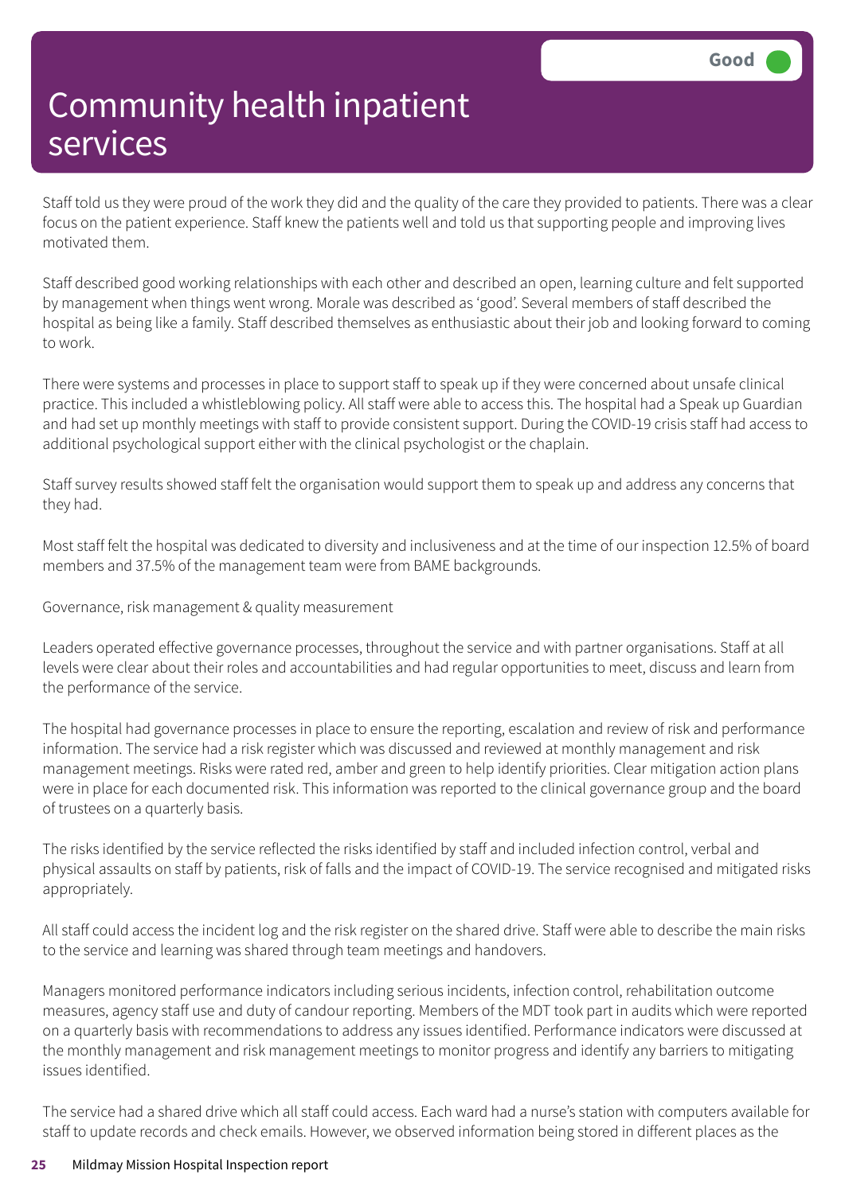# Community health inpatient services

Good

Staff told us they were proud of the work they did and the quality of the care they provided to patients. There was a clear focus on the patient experience. Staff knew the patients well and told us that supporting people and improving lives motivated them.

Staff described good working relationships with each other and described an open, learning culture and felt supported by management when things went wrong. Morale was described as 'good'. Several members of staff described the hospital as being like a family. Staff described themselves as enthusiastic about their job and looking forward to coming to work.

There were systems and processes in place to support staff to speak up if they were concerned about unsafe clinical practice. This included a whistleblowing policy. All staff were able to access this. The hospital had a Speak up Guardian and had set up monthly meetings with staff to provide consistent support. During the COVID-19 crisis staff had access to additional psychological support either with the clinical psychologist or the chaplain.

Staff survey results showed staff felt the organisation would support them to speak up and address any concerns that they had.

Most staff felt the hospital was dedicated to diversity and inclusiveness and at the time of our inspection 12.5% of board members and 37.5% of the management team were from BAME backgrounds.

Governance, risk management & quality measurement

Leaders operated effective governance processes, throughout the service and with partner organisations. Staff at all levels were clear about their roles and accountabilities and had regular opportunities to meet, discuss and learn from the performance of the service.

The hospital had governance processes in place to ensure the reporting, escalation and review of risk and performance information. The service had a risk register which was discussed and reviewed at monthly management and risk management meetings. Risks were rated red, amber and green to help identify priorities. Clear mitigation action plans were in place for each documented risk. This information was reported to the clinical governance group and the board of trustees on a quarterly basis.

The risks identified by the service reflected the risks identified by staff and included infection control, verbal and physical assaults on staff by patients, risk of falls and the impact of COVID-19. The service recognised and mitigated risks appropriately.

All staff could access the incident log and the risk register on the shared drive. Staff were able to describe the main risks to the service and learning was shared through team meetings and handovers.

Managers monitored performance indicators including serious incidents, infection control, rehabilitation outcome measures, agency staff use and duty of candour reporting. Members of the MDT took part in audits which were reported on a quarterly basis with recommendations to address any issues identified. Performance indicators were discussed at the monthly management and risk management meetings to monitor progress and identify any barriers to mitigating issues identified.

The service had a shared drive which all staff could access. Each ward had a nurse's station with computers available for staff to update records and check emails. However, we observed information being stored in different places as the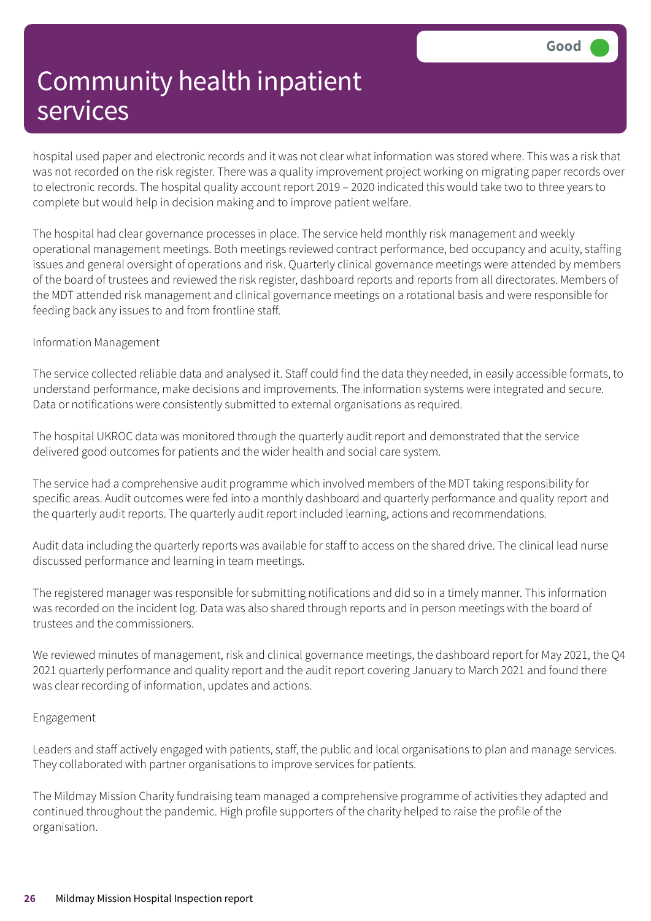# Community health inpatient services

Good

hospital used paper and electronic records and it was not clear what information was stored where. This was a risk that was not recorded on the risk register. There was a quality improvement project working on migrating paper records over to electronic records. The hospital quality account report 2019 – 2020 indicated this would take two to three years to complete but would help in decision making and to improve patient welfare.

The hospital had clear governance processes in place. The service held monthly risk management and weekly operational management meetings. Both meetings reviewed contract performance, bed occupancy and acuity, staffing issues and general oversight of operations and risk. Quarterly clinical governance meetings were attended by members of the board of trustees and reviewed the risk register, dashboard reports and reports from all directorates. Members of the MDT attended risk management and clinical governance meetings on a rotational basis and were responsible for feeding back any issues to and from frontline staff.

Information Management

The service collected reliable data and analysed it. Staff could find the data they needed, in easily accessible formats, to understand performance, make decisions and improvements. The information systems were integrated and secure. Data or notifications were consistently submitted to external organisations as required.

The hospital UKROC data was monitored through the quarterly audit report and demonstrated that the service delivered good outcomes for patients and the wider health and social care system.

The service had a comprehensive audit programme which involved members of the MDT taking responsibility for specific areas. Audit outcomes were fed into a monthly dashboard and quarterly performance and quality report and the quarterly audit reports. The quarterly audit report included learning, actions and recommendations.

Audit data including the quarterly reports was available for staff to access on the shared drive. The clinical lead nurse discussed performance and learning in team meetings.

The registered manager was responsible for submitting notifications and did so in a timely manner. This information was recorded on the incident log. Data was also shared through reports and in person meetings with the board of trustees and the commissioners.

We reviewed minutes of management, risk and clinical governance meetings, the dashboard report for May 2021, the Q4 2021 quarterly performance and quality report and the audit report covering January to March 2021 and found there was clear recording of information, updates and actions.

Engagement

Leaders and staff actively engaged with patients, staff, the public and local organisations to plan and manage services. They collaborated with partner organisations to improve services for patients.

The Mildmay Mission Charity fundraising team managed a comprehensive programme of activities they adapted and continued throughout the pandemic. High profile supporters of the charity helped to raise the profile of the organisation.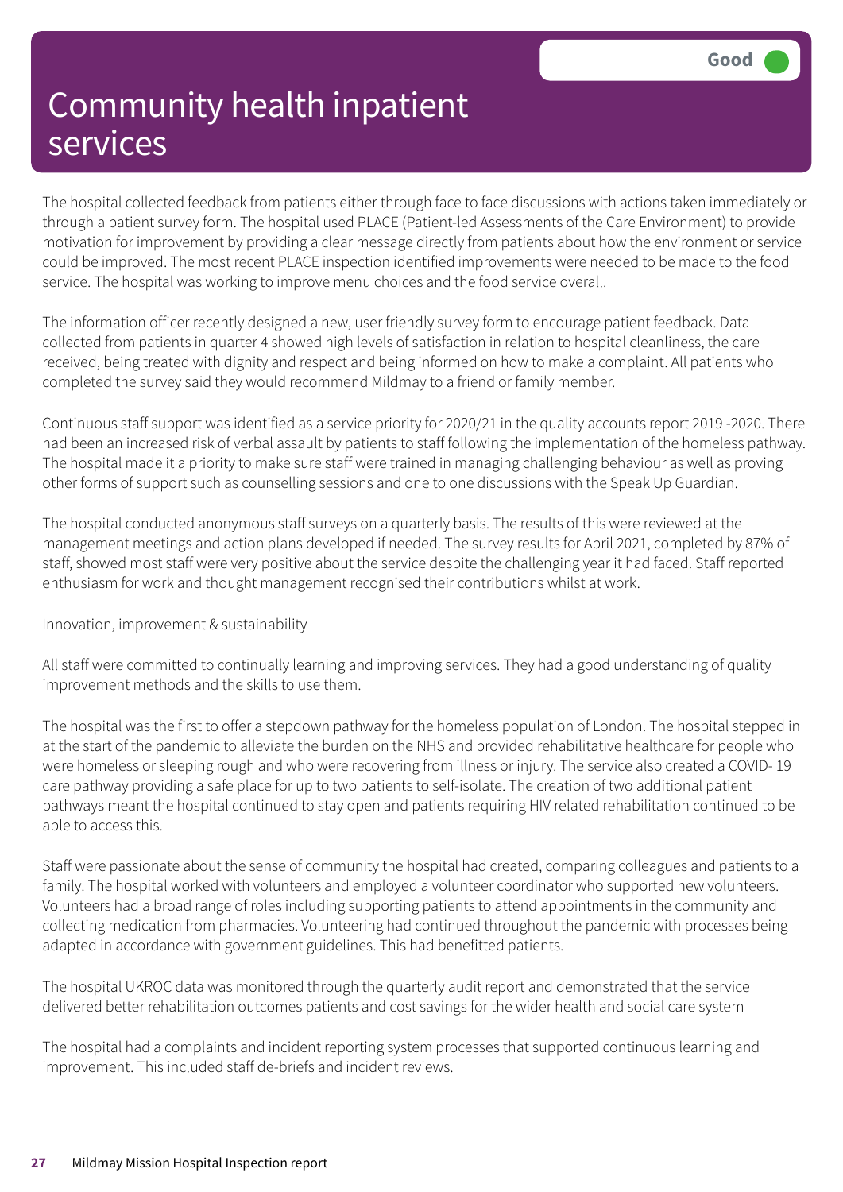# Community health inpatient services

Good

The hospital collected feedback from patients either through face to face discussions with actions taken immediately or through a patient survey form. The hospital used PLACE (Patient-led Assessments of the Care Environment) to provide motivation for improvement by providing a clear message directly from patients about how the environment or service could be improved. The most recent PLACE inspection identified improvements were needed to be made to the food service. The hospital was working to improve menu choices and the food service overall.

The information officer recently designed a new, user friendly survey form to encourage patient feedback. Data collected from patients in quarter 4 showed high levels of satisfaction in relation to hospital cleanliness, the care received, being treated with dignity and respect and being informed on how to make a complaint. All patients who completed the survey said they would recommend Mildmay to a friend or family member.

Continuous staff support was identified as a service priority for 2020/21 in the quality accounts report 2019 -2020. There had been an increased risk of verbal assault by patients to staff following the implementation of the homeless pathway. The hospital made it a priority to make sure staff were trained in managing challenging behaviour as well as proving other forms of support such as counselling sessions and one to one discussions with the Speak Up Guardian.

The hospital conducted anonymous staff surveys on a quarterly basis. The results of this were reviewed at the management meetings and action plans developed if needed. The survey results for April 2021, completed by 87% of staff, showed most staff were very positive about the service despite the challenging year it had faced. Staff reported enthusiasm for work and thought management recognised their contributions whilst at work.

Innovation, improvement & sustainability

All staff were committed to continually learning and improving services. They had a good understanding of quality improvement methods and the skills to use them.

The hospital was the first to offer a stepdown pathway for the homeless population of London. The hospital stepped in at the start of the pandemic to alleviate the burden on the NHS and provided rehabilitative healthcare for people who were homeless or sleeping rough and who were recovering from illness or injury. The service also created a COVID- 19 care pathway providing a safe place for up to two patients to self-isolate. The creation of two additional patient pathways meant the hospital continued to stay open and patients requiring HIV related rehabilitation continued to be able to access this.

Staff were passionate about the sense of community the hospital had created, comparing colleagues and patients to a family. The hospital worked with volunteers and employed a volunteer coordinator who supported new volunteers. Volunteers had a broad range of roles including supporting patients to attend appointments in the community and collecting medication from pharmacies. Volunteering had continued throughout the pandemic with processes being adapted in accordance with government guidelines. This had benefitted patients.

The hospital UKROC data was monitored through the quarterly audit report and demonstrated that the service delivered better rehabilitation outcomes patients and cost savings for the wider health and social care system

The hospital had a complaints and incident reporting system processes that supported continuous learning and improvement. This included staff de-briefs and incident reviews.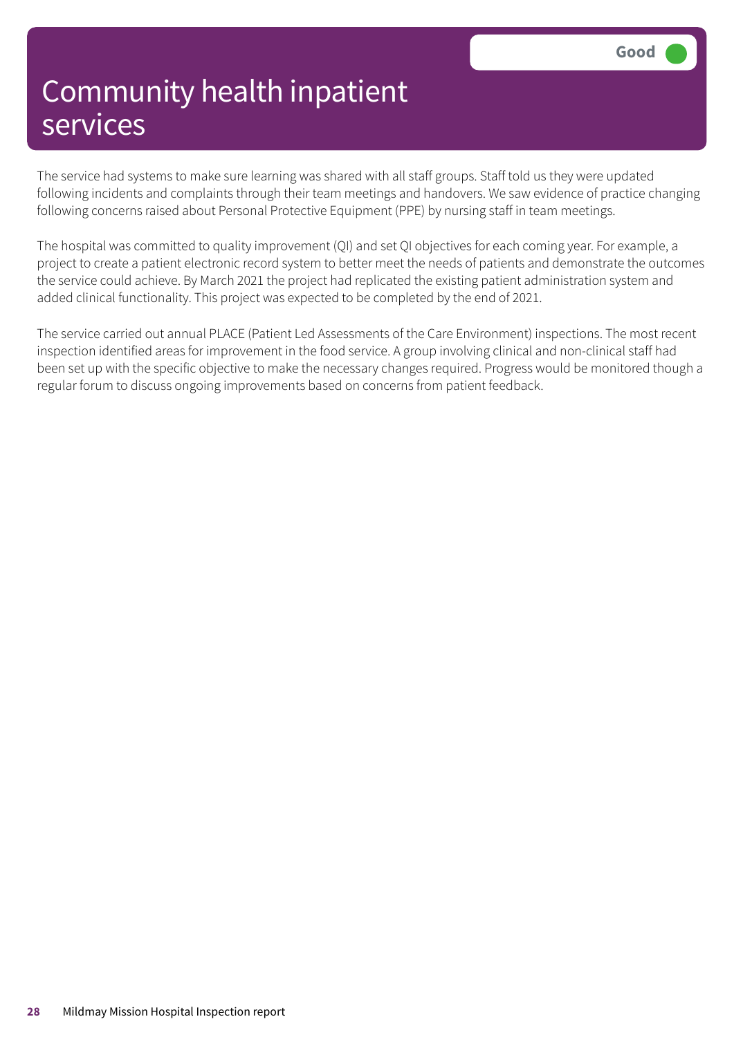# Community health inpatient services

Good

The service had systems to make sure learning was shared with all staff groups. Staff told us they were updated following incidents and complaints through their team meetings and handovers. We saw evidence of practice changing following concerns raised about Personal Protective Equipment (PPE) by nursing staff in team meetings.

The hospital was committed to quality improvement (QI) and set QI objectives for each coming year. For example, a project to create a patient electronic record system to better meet the needs of patients and demonstrate the outcomes the service could achieve. By March 2021 the project had replicated the existing patient administration system and added clinical functionality. This project was expected to be completed by the end of 2021.

The service carried out annual PLACE (Patient Led Assessments of the Care Environment) inspections. The most recent inspection identified areas for improvement in the food service. A group involving clinical and non-clinical staff had been set up with the specific objective to make the necessary changes required. Progress would be monitored though a regular forum to discuss ongoing improvements based on concerns from patient feedback.